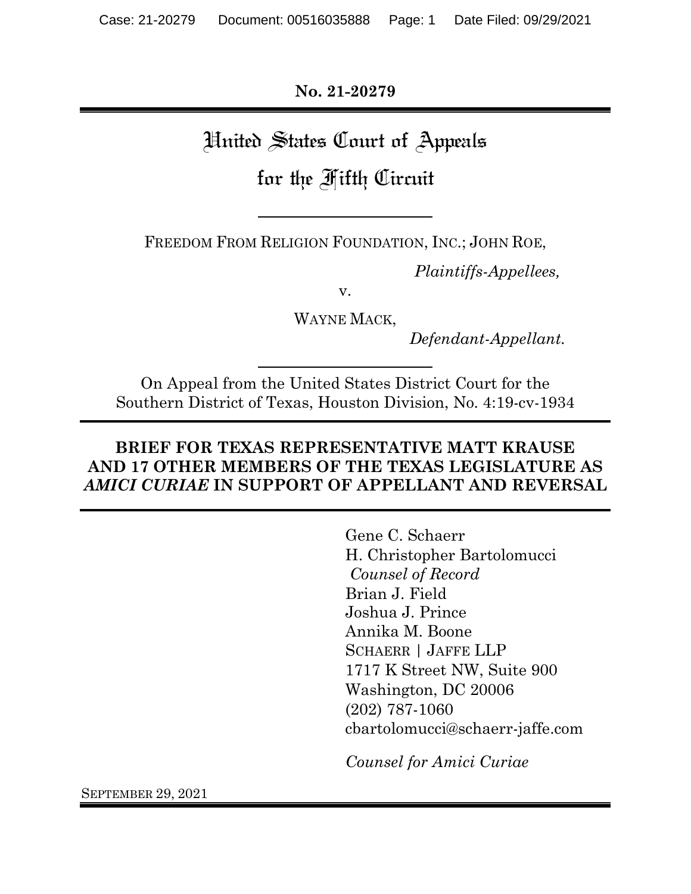**No. 21-20279**

# United States Court of Appeals for the Fifth Circuit

FREEDOM FROM RELIGION FOUNDATION, INC.; JOHN ROE,

*Plaintiffs-Appellees,*

v.

WAYNE MACK,

*Defendant-Appellant.*

On Appeal from the United States District Court for the Southern District of Texas, Houston Division, No. 4:19-cv-1934

## BRIEF FOR TEXAS REPRESENTATIVE MATT KRAUSE AND 17 OTHER MEMBERS OF THE TEXAS LEGISLATURE AS *AMICI CURIAE* IN SUPPORT OF APPELLANT AND REVERSAL

Gene C. Schaerr
H. Christopher Bartolomucci
*Counsel of Record*
Brian J. Field
Joshua J. Prince
Annika M. Boone
SCHAERR | JAFFE LLP
1717 K Street NW, Suite 900
Washington, DC 20006
(202) 787-1060
cbartolomucci@schaerr-jaffe.com

*Counsel for Amici Curiae*

SEPTEMBER 29, 2021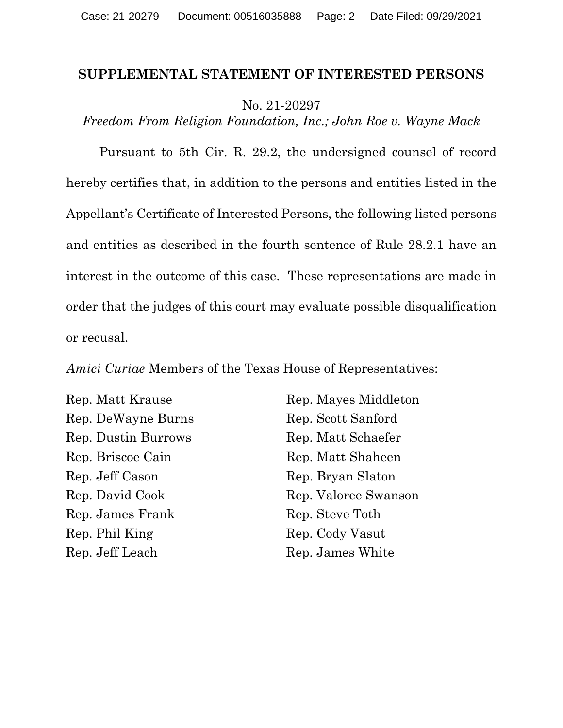## SUPPLEMENTAL STATEMENT OF INTERESTED PERSONS

No. 21-20297

*Freedom From Religion Foundation, Inc.; John Roe v. Wayne Mack*

Pursuant to 5th Cir. R. 29.2, the undersigned counsel of record hereby certifies that, in addition to the persons and entities listed in the Appellant's Certificate of Interested Persons, the following listed persons and entities as described in the fourth sentence of Rule 28.2.1 have an interest in the outcome of this case. These representations are made in order that the judges of this court may evaluate possible disqualification or recusal.

*Amici Curiae* Members of the Texas House of Representatives:

Rep. Matt Krause
Rep. DeWayne Burns
Rep. Dustin Burrows
Rep. Briscoe Cain
Rep. Jeff Cason
Rep. David Cook
Rep. James Frank
Rep. Phil King
Rep. Jeff Leach
Rep. Mayes Middleton
Rep. Scott Sanford
Rep. Matt Schaefer
Rep. Matt Shaheen
Rep. Bryan Slaton
Rep. Valoree Swanson
Rep. Steve Toth
Rep. Cody Vasut
Rep. James White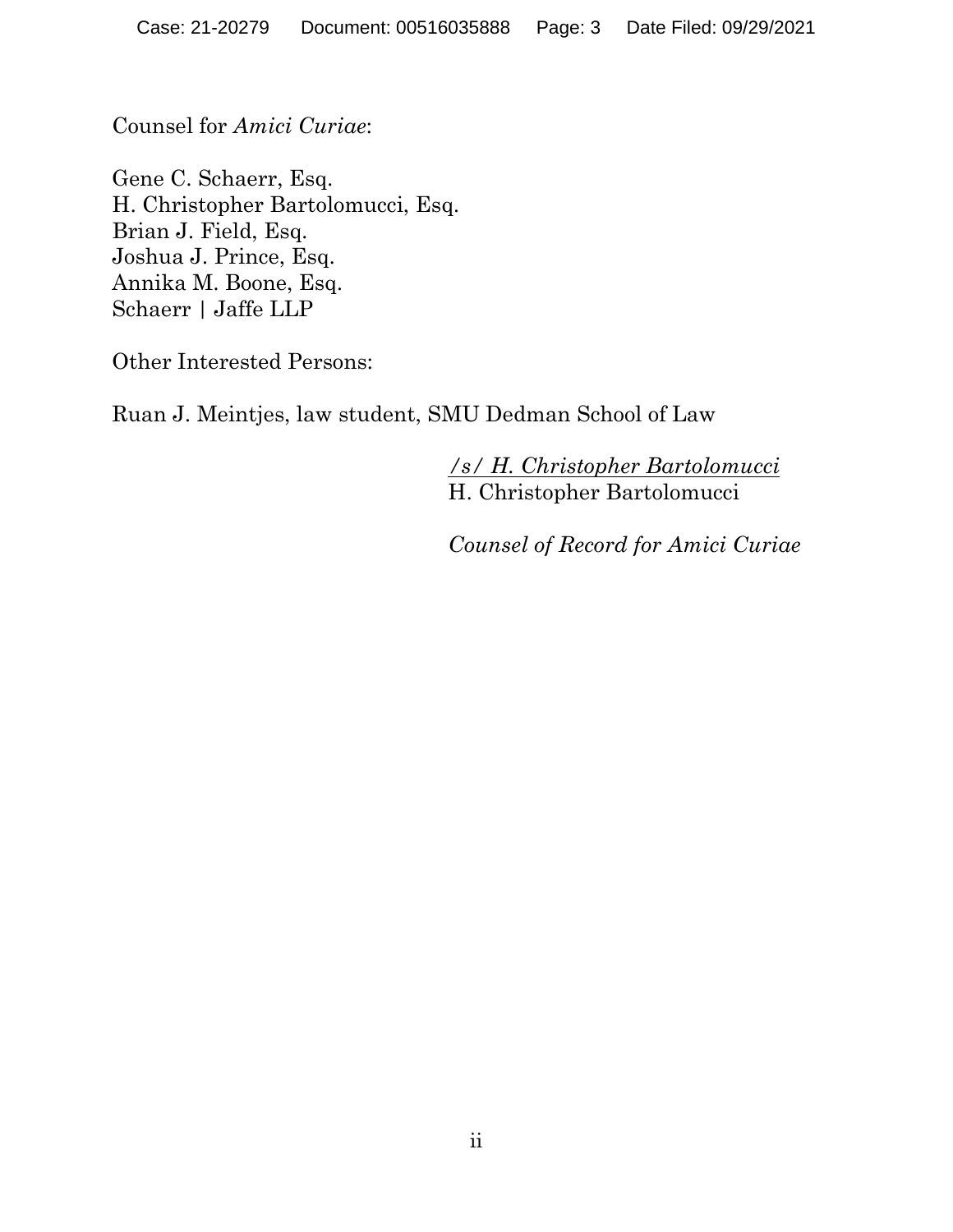Counsel for *Amici Curiae*:

Gene C. Schaerr, Esq.
H. Christopher Bartolomucci, Esq.
Brian J. Field, Esq.
Joshua J. Prince, Esq.
Annika M. Boone, Esq.
Schaerr | Jaffe LLP

Other Interested Persons:

Ruan J. Meintjes, law student, SMU Dedman School of Law

*/s/ H. Christopher Bartolomucci*
H. Christopher Bartolomucci

*Counsel of Record for Amici Curiae*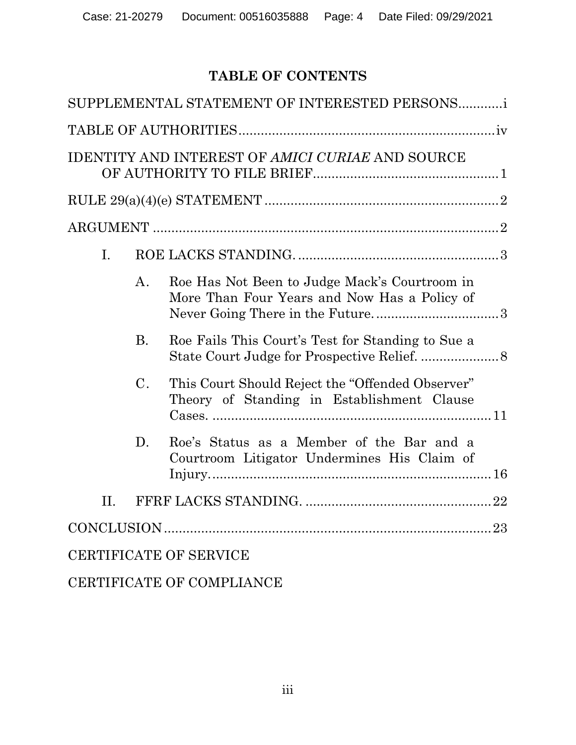# TABLE OF CONTENTS

SUPPLEMENTAL STATEMENT OF INTERESTED PERSONS ........... i

TABLE OF AUTHORITIES ........... iv

IDENTITY AND INTEREST OF *AMICI CURIAE* AND SOURCE OF AUTHORITY TO FILE BRIEF ........... 1

RULE 29(a)(4)(e) STATEMENT ........... 2

ARGUMENT ........... 2

- I. ROE LACKS STANDING. ........... 3
  - A. Roe Has Not Been to Judge Mack's Courtroom in More Than Four Years and Now Has a Policy of Never Going There in the Future. ........... 3
  - B. Roe Fails This Court's Test for Standing to Sue a State Court Judge for Prospective Relief. ........... 8
  - C. This Court Should Reject the "Offended Observer" Theory of Standing in Establishment Clause Cases. ........... 11
  - D. Roe's Status as a Member of the Bar and a Courtroom Litigator Undermines His Claim of Injury. ........... 16
- II. FFRF LACKS STANDING. ........... 22

CONCLUSION ........... 23

CERTIFICATE OF SERVICE

CERTIFICATE OF COMPLIANCE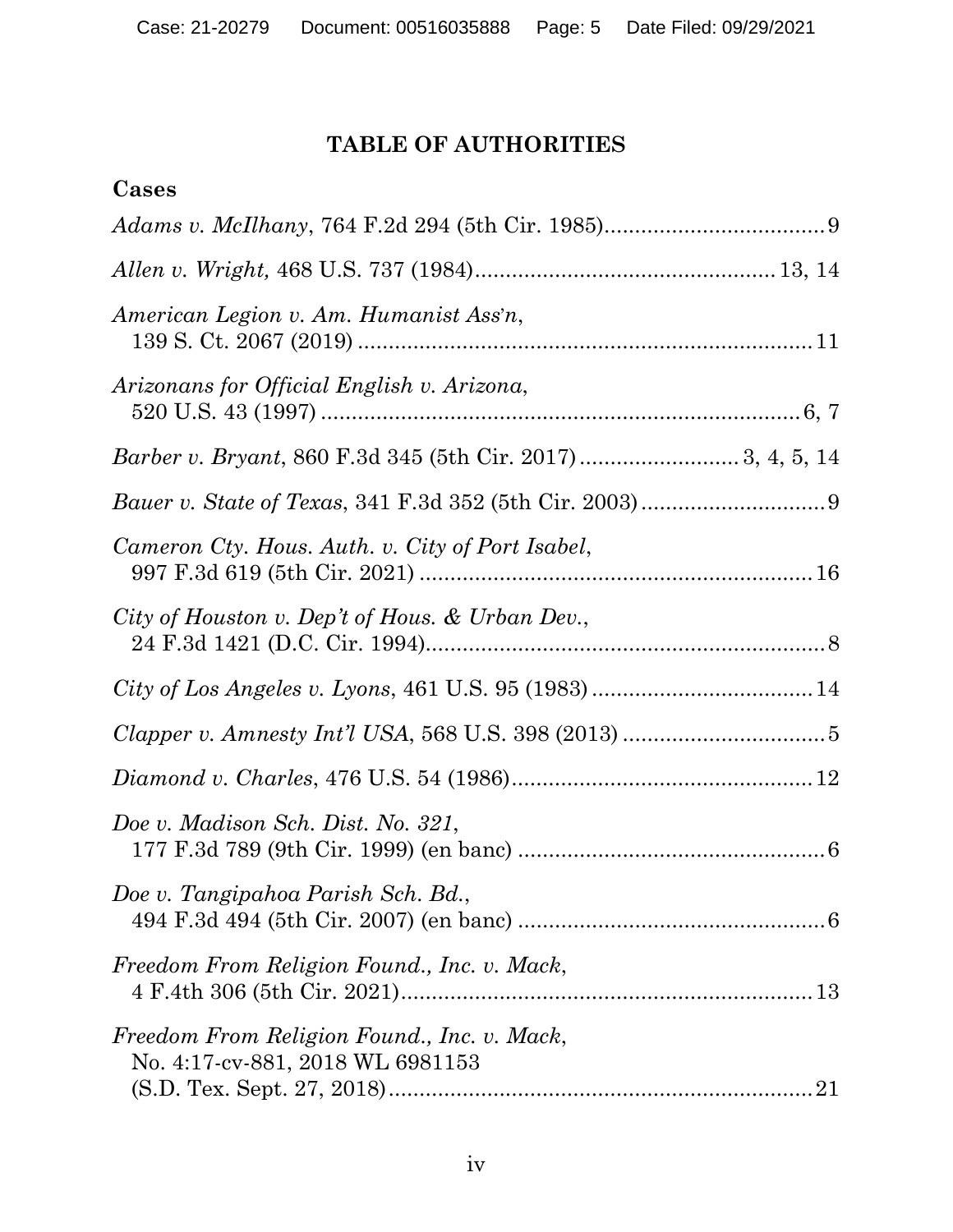## TABLE OF AUTHORITIES

### Cases

*Adams v. McIlhany*, 764 F.2d 294 (5th Cir. 1985).................................... 9

*Allen v. Wright,* 468 U.S. 737 (1984)................................................ 13, 14

*American Legion v. Am. Humanist Ass'n*,
139 S. Ct. 2067 (2019) ......................................................................... 11

*Arizonans for Official English v. Arizona*,
520 U.S. 43 (1997) ............................................................................. 6, 7

*Barber v. Bryant*, 860 F.3d 345 (5th Cir. 2017) ......................... 3, 4, 5, 14

*Bauer v. State of Texas*, 341 F.3d 352 (5th Cir. 2003) .............................. 9

*Cameron Cty. Hous. Auth. v. City of Port Isabel*,
997 F.3d 619 (5th Cir. 2021) ............................................................... 16

*City of Houston v. Dep't of Hous. & Urban Dev.*,
24 F.3d 1421 (D.C. Cir. 1994)................................................................ 8

*City of Los Angeles v. Lyons*, 461 U.S. 95 (1983) .................................... 14

*Clapper v. Amnesty Int'l USA*, 568 U.S. 398 (2013) ................................. 5

*Diamond v. Charles*, 476 U.S. 54 (1986)................................................ 12

*Doe v. Madison Sch. Dist. No. 321*,
177 F.3d 789 (9th Cir. 1999) (en banc) .................................................. 6

*Doe v. Tangipahoa Parish Sch. Bd.*,
494 F.3d 494 (5th Cir. 2007) (en banc) .................................................. 6

*Freedom From Religion Found., Inc. v. Mack*,
4 F.4th 306 (5th Cir. 2021)................................................................... 13

*Freedom From Religion Found., Inc. v. Mack*,
No. 4:17-cv-881, 2018 WL 6981153
(S.D. Tex. Sept. 27, 2018).................................................................... 21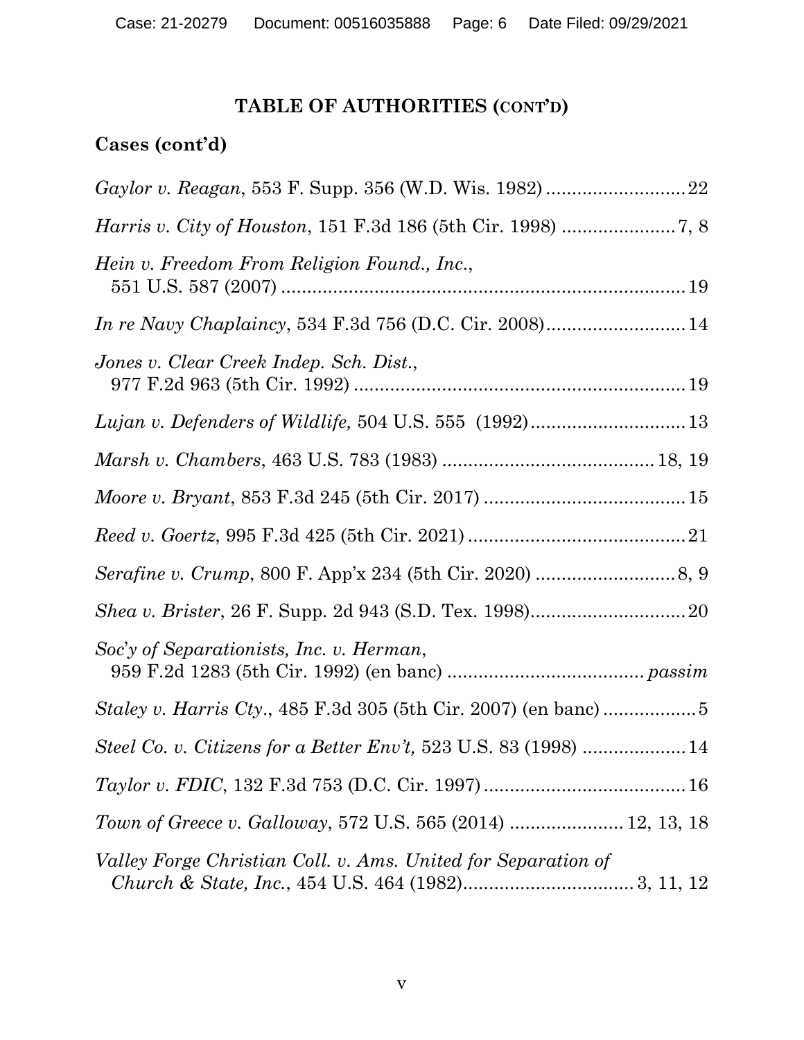## TABLE OF AUTHORITIES (CONT'D)

### Cases (cont'd)

*Gaylor v. Reagan*, 553 F. Supp. 356 (W.D. Wis. 1982) .......................... 22

*Harris v. City of Houston*, 151 F.3d 186 (5th Cir. 1998) ...................... 7, 8

*Hein v. Freedom From Religion Found., Inc.*, 551 U.S. 587 (2007) ............................................................................ 19

*In re Navy Chaplaincy*, 534 F.3d 756 (D.C. Cir. 2008).......................... 14

*Jones v. Clear Creek Indep. Sch. Dist.*, 977 F.2d 963 (5th Cir. 1992) ............................................................... 19

*Lujan v. Defenders of Wildlife,* 504 U.S. 555 (1992)............................. 13

*Marsh v. Chambers*, 463 U.S. 783 (1983) ........................................ 18, 19

*Moore v. Bryant*, 853 F.3d 245 (5th Cir. 2017) ...................................... 15

*Reed v. Goertz*, 995 F.3d 425 (5th Cir. 2021) .......................................... 21

*Serafine v. Crump*, 800 F. App'x 234 (5th Cir. 2020) .......................... 8, 9

*Shea v. Brister*, 26 F. Supp. 2d 943 (S.D. Tex. 1998)............................. 20

*Soc'y of Separationists, Inc. v. Herman*, 959 F.2d 1283 (5th Cir. 1992) (en banc) ..................................... *passim*

*Staley v. Harris Cty.*, 485 F.3d 305 (5th Cir. 2007) (en banc) ................. 5

*Steel Co. v. Citizens for a Better Env't,* 523 U.S. 83 (1998) ................... 14

*Taylor v. FDIC*, 132 F.3d 753 (D.C. Cir. 1997)....................................... 16

*Town of Greece v. Galloway*, 572 U.S. 565 (2014) ...................... 12, 13, 18

*Valley Forge Christian Coll. v. Ams. United for Separation of Church & State, Inc.*, 454 U.S. 464 (1982)................................ 3, 11, 12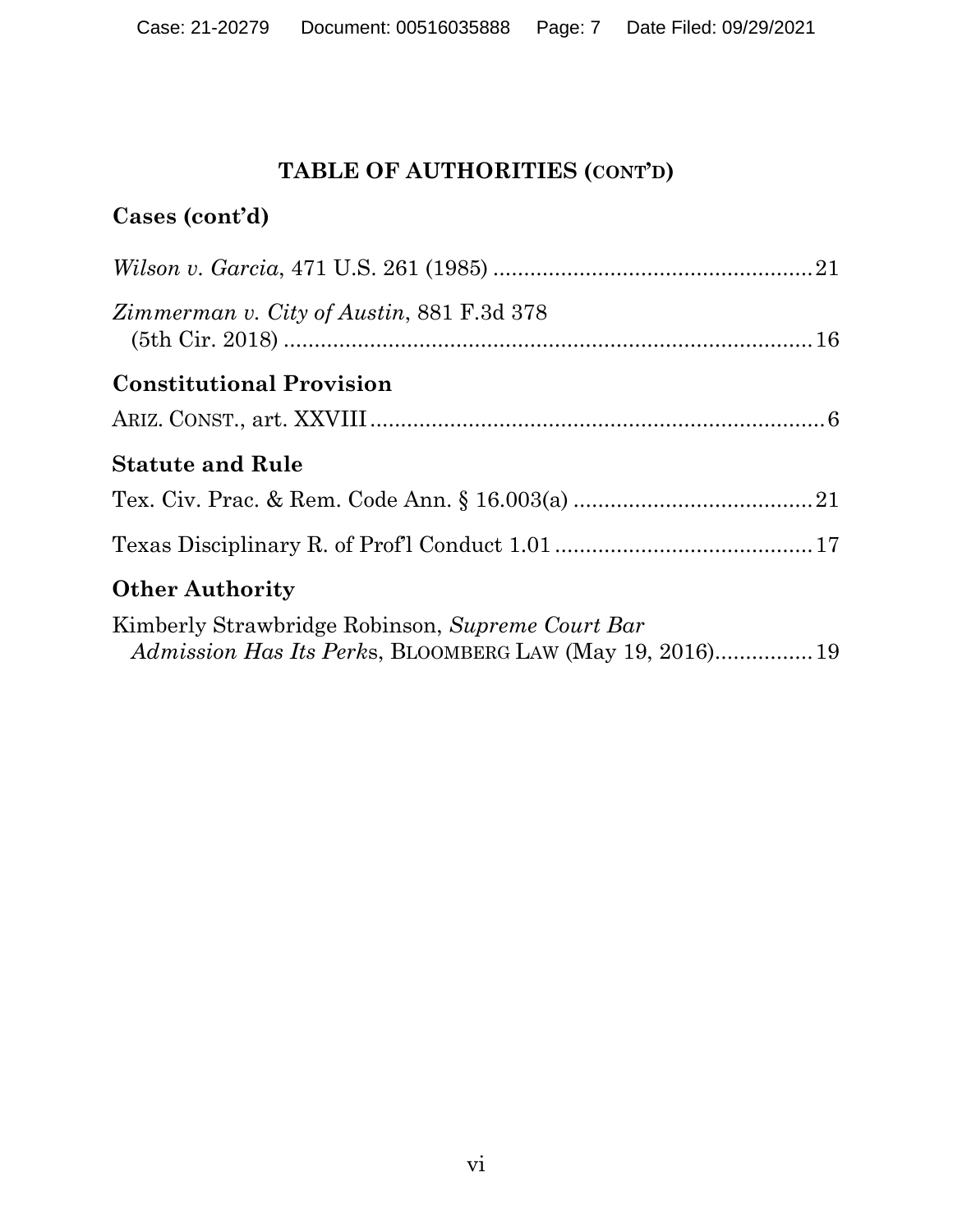## TABLE OF AUTHORITIES (CONT'D)

### Cases (cont'd)

*Wilson v. Garcia*, 471 U.S. 261 (1985) .................................................... 21

*Zimmerman v. City of Austin*, 881 F.3d 378 (5th Cir. 2018) ........................................................................................ 16

### Constitutional Provision

ARIZ. CONST., art. XXVIII .......................................................................... 6

### Statute and Rule

Tex. Civ. Prac. & Rem. Code Ann. § 16.003(a) ....................................... 21

Texas Disciplinary R. of Prof'l Conduct 1.01 .......................................... 17

### Other Authority

Kimberly Strawbridge Robinson, *Supreme Court Bar Admission Has Its Perks*, BLOOMBERG LAW (May 19, 2016)................ 19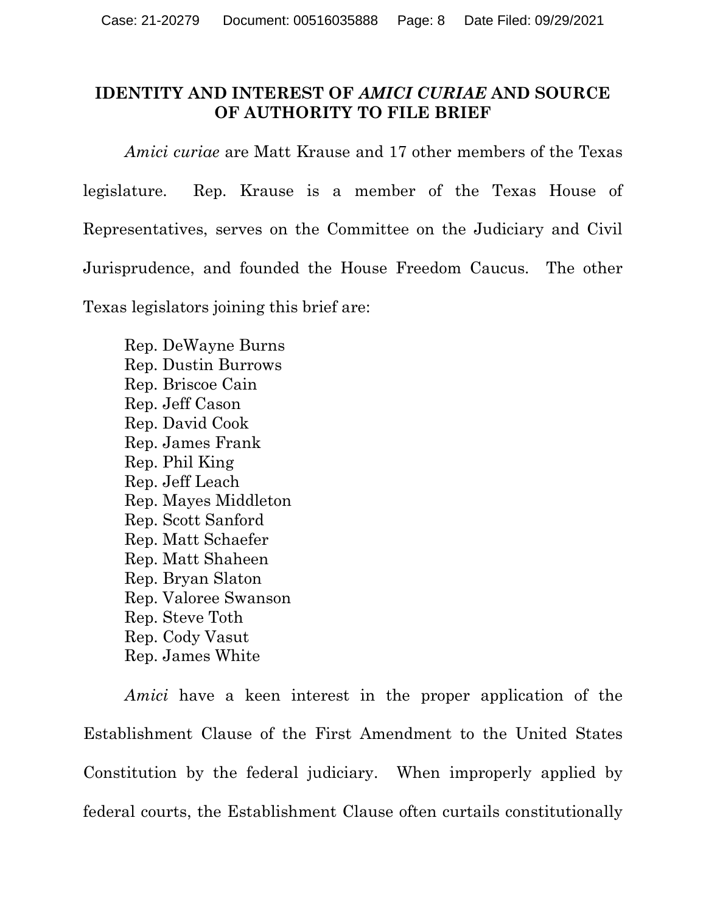## IDENTITY AND INTEREST OF *AMICI CURIAE* AND SOURCE OF AUTHORITY TO FILE BRIEF

*Amici curiae* are Matt Krause and 17 other members of the Texas legislature. Rep. Krause is a member of the Texas House of Representatives, serves on the Committee on the Judiciary and Civil Jurisprudence, and founded the House Freedom Caucus. The other Texas legislators joining this brief are:

Rep. DeWayne Burns
Rep. Dustin Burrows
Rep. Briscoe Cain
Rep. Jeff Cason
Rep. David Cook
Rep. James Frank
Rep. Phil King
Rep. Jeff Leach
Rep. Mayes Middleton
Rep. Scott Sanford
Rep. Matt Schaefer
Rep. Matt Shaheen
Rep. Bryan Slaton
Rep. Valoree Swanson
Rep. Steve Toth
Rep. Cody Vasut
Rep. James White

*Amici* have a keen interest in the proper application of the Establishment Clause of the First Amendment to the United States Constitution by the federal judiciary. When improperly applied by federal courts, the Establishment Clause often curtails constitutionally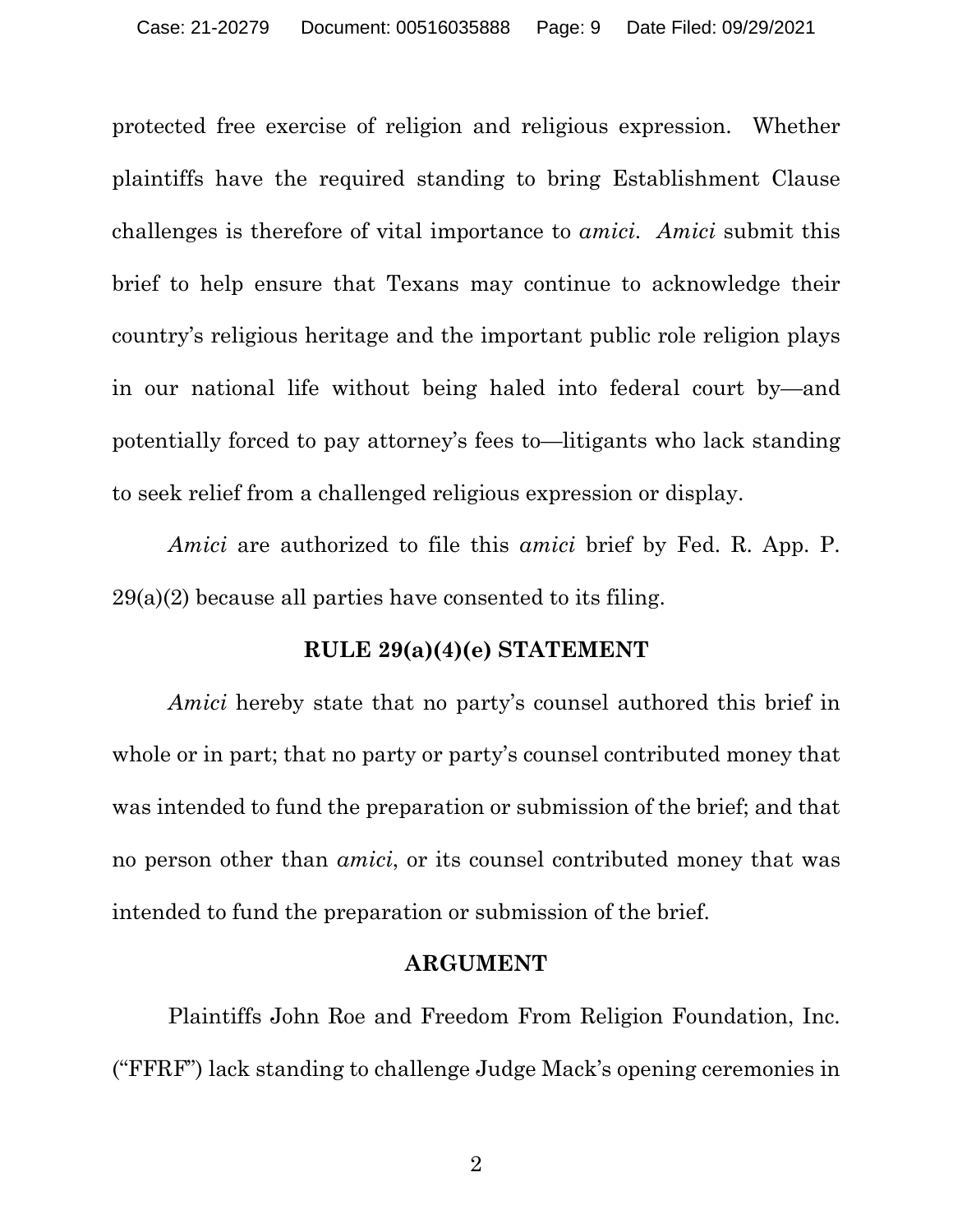protected free exercise of religion and religious expression. Whether plaintiffs have the required standing to bring Establishment Clause challenges is therefore of vital importance to *amici*. *Amici* submit this brief to help ensure that Texans may continue to acknowledge their country's religious heritage and the important public role religion plays in our national life without being haled into federal court by—and potentially forced to pay attorney's fees to—litigants who lack standing to seek relief from a challenged religious expression or display.

*Amici* are authorized to file this *amici* brief by Fed. R. App. P. 29(a)(2) because all parties have consented to its filing.

## RULE 29(a)(4)(e) STATEMENT

*Amici* hereby state that no party's counsel authored this brief in whole or in part; that no party or party's counsel contributed money that was intended to fund the preparation or submission of the brief; and that no person other than *amici*, or its counsel contributed money that was intended to fund the preparation or submission of the brief.

## ARGUMENT

Plaintiffs John Roe and Freedom From Religion Foundation, Inc. ("FFRF") lack standing to challenge Judge Mack's opening ceremonies in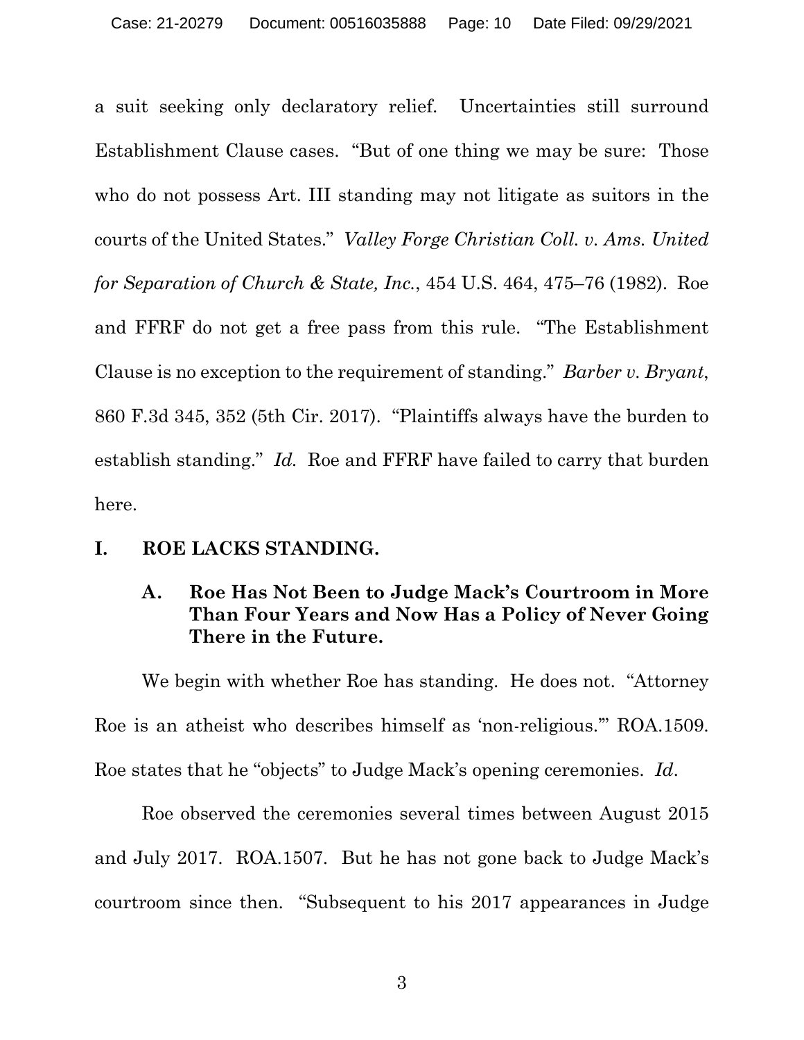a suit seeking only declaratory relief. Uncertainties still surround Establishment Clause cases. "But of one thing we may be sure: Those who do not possess Art. III standing may not litigate as suitors in the courts of the United States." *Valley Forge Christian Coll. v. Ams. United for Separation of Church & State, Inc.*, 454 U.S. 464, 475–76 (1982). Roe and FFRF do not get a free pass from this rule. "The Establishment Clause is no exception to the requirement of standing." *Barber v. Bryant*, 860 F.3d 345, 352 (5th Cir. 2017). "Plaintiffs always have the burden to establish standing." *Id.* Roe and FFRF have failed to carry that burden here.

## I. ROE LACKS STANDING.

### A. Roe Has Not Been to Judge Mack's Courtroom in More Than Four Years and Now Has a Policy of Never Going There in the Future.

We begin with whether Roe has standing. He does not. "Attorney Roe is an atheist who describes himself as 'non-religious.'" ROA.1509. Roe states that he "objects" to Judge Mack's opening ceremonies. *Id*.

Roe observed the ceremonies several times between August 2015 and July 2017. ROA.1507. But he has not gone back to Judge Mack's courtroom since then. "Subsequent to his 2017 appearances in Judge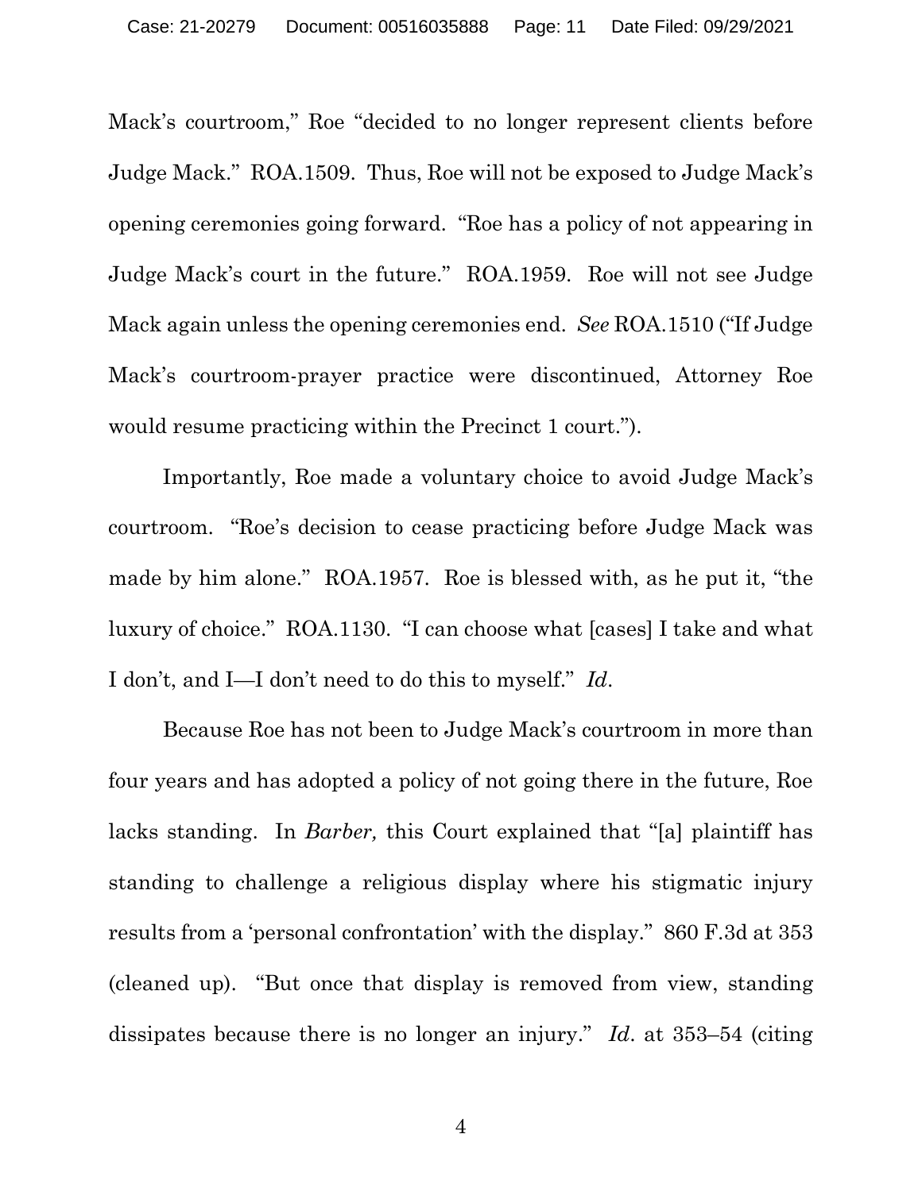Mack's courtroom," Roe "decided to no longer represent clients before Judge Mack." ROA.1509. Thus, Roe will not be exposed to Judge Mack's opening ceremonies going forward. "Roe has a policy of not appearing in Judge Mack's court in the future." ROA.1959. Roe will not see Judge Mack again unless the opening ceremonies end. *See* ROA.1510 ("If Judge Mack's courtroom-prayer practice were discontinued, Attorney Roe would resume practicing within the Precinct 1 court.").

Importantly, Roe made a voluntary choice to avoid Judge Mack's courtroom. "Roe's decision to cease practicing before Judge Mack was made by him alone." ROA.1957. Roe is blessed with, as he put it, "the luxury of choice." ROA.1130. "I can choose what [cases] I take and what I don't, and I—I don't need to do this to myself." *Id.*

Because Roe has not been to Judge Mack's courtroom in more than four years and has adopted a policy of not going there in the future, Roe lacks standing. In *Barber,* this Court explained that "[a] plaintiff has standing to challenge a religious display where his stigmatic injury results from a 'personal confrontation' with the display." 860 F.3d at 353 (cleaned up). "But once that display is removed from view, standing dissipates because there is no longer an injury." *Id.* at 353–54 (citing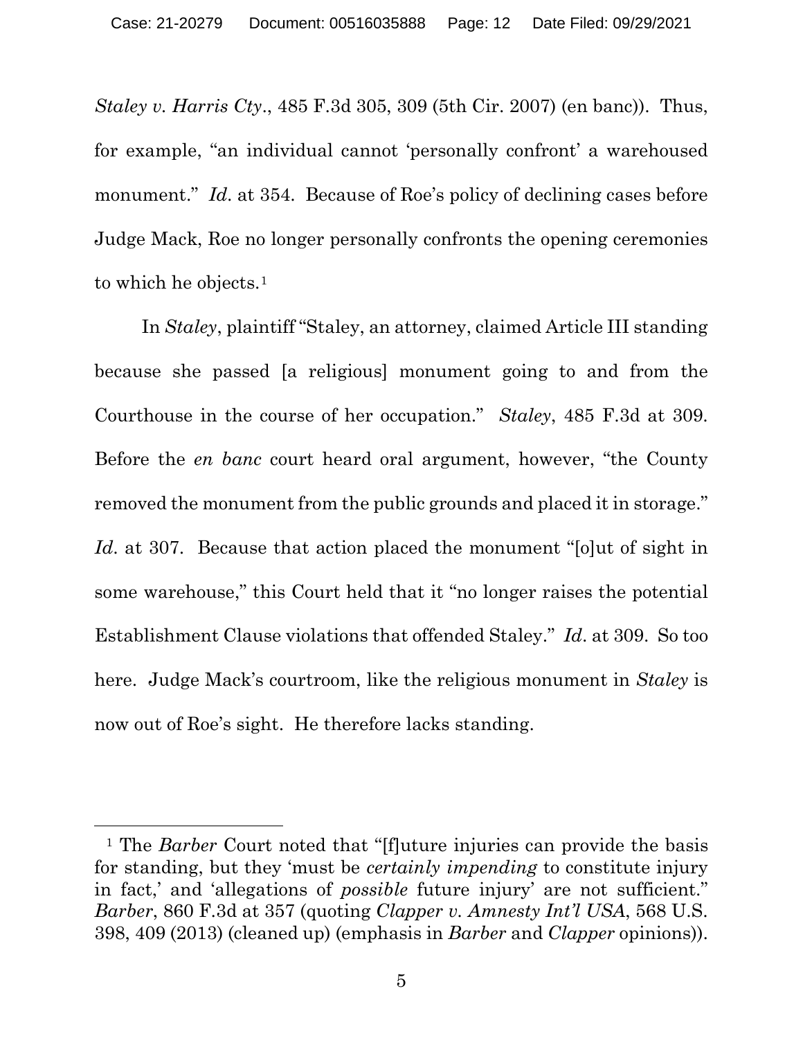*Staley v. Harris Cty*., 485 F.3d 305, 309 (5th Cir. 2007) (en banc)). Thus, for example, "an individual cannot 'personally confront' a warehoused monument." *Id*. at 354. Because of Roe's policy of declining cases before Judge Mack, Roe no longer personally confronts the opening ceremonies to which he objects.[1]

In *Staley*, plaintiff "Staley, an attorney, claimed Article III standing because she passed [a religious] monument going to and from the Courthouse in the course of her occupation." *Staley*, 485 F.3d at 309. Before the *en banc* court heard oral argument, however, "the County removed the monument from the public grounds and placed it in storage." *Id*. at 307. Because that action placed the monument "[o]ut of sight in some warehouse," this Court held that it "no longer raises the potential Establishment Clause violations that offended Staley." *Id*. at 309. So too here. Judge Mack's courtroom, like the religious monument in *Staley* is now out of Roe's sight. He therefore lacks standing.

---

[1] The *Barber* Court noted that "[f]uture injuries can provide the basis for standing, but they 'must be *certainly impending* to constitute injury in fact,' and 'allegations of *possible* future injury' are not sufficient." *Barber*, 860 F.3d at 357 (quoting *Clapper v. Amnesty Int'l USA*, 568 U.S. 398, 409 (2013) (cleaned up) (emphasis in *Barber* and *Clapper* opinions)).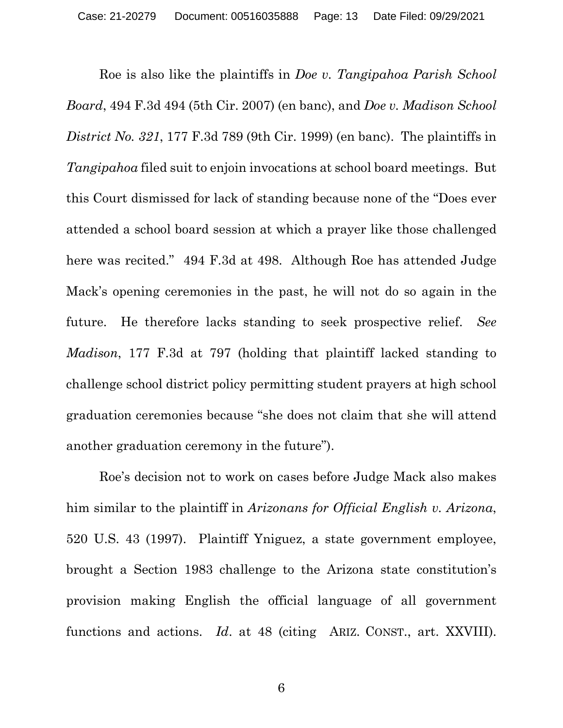Roe is also like the plaintiffs in *Doe v. Tangipahoa Parish School Board*, 494 F.3d 494 (5th Cir. 2007) (en banc), and *Doe v. Madison School District No. 321*, 177 F.3d 789 (9th Cir. 1999) (en banc). The plaintiffs in *Tangipahoa* filed suit to enjoin invocations at school board meetings. But this Court dismissed for lack of standing because none of the "Does ever attended a school board session at which a prayer like those challenged here was recited." 494 F.3d at 498. Although Roe has attended Judge Mack's opening ceremonies in the past, he will not do so again in the future. He therefore lacks standing to seek prospective relief. *See Madison*, 177 F.3d at 797 (holding that plaintiff lacked standing to challenge school district policy permitting student prayers at high school graduation ceremonies because "she does not claim that she will attend another graduation ceremony in the future").

Roe's decision not to work on cases before Judge Mack also makes him similar to the plaintiff in *Arizonans for Official English v. Arizona*, 520 U.S. 43 (1997). Plaintiff Yniguez, a state government employee, brought a Section 1983 challenge to the Arizona state constitution's provision making English the official language of all government functions and actions. *Id*. at 48 (citing ARIZ. CONST., art. XXVIII).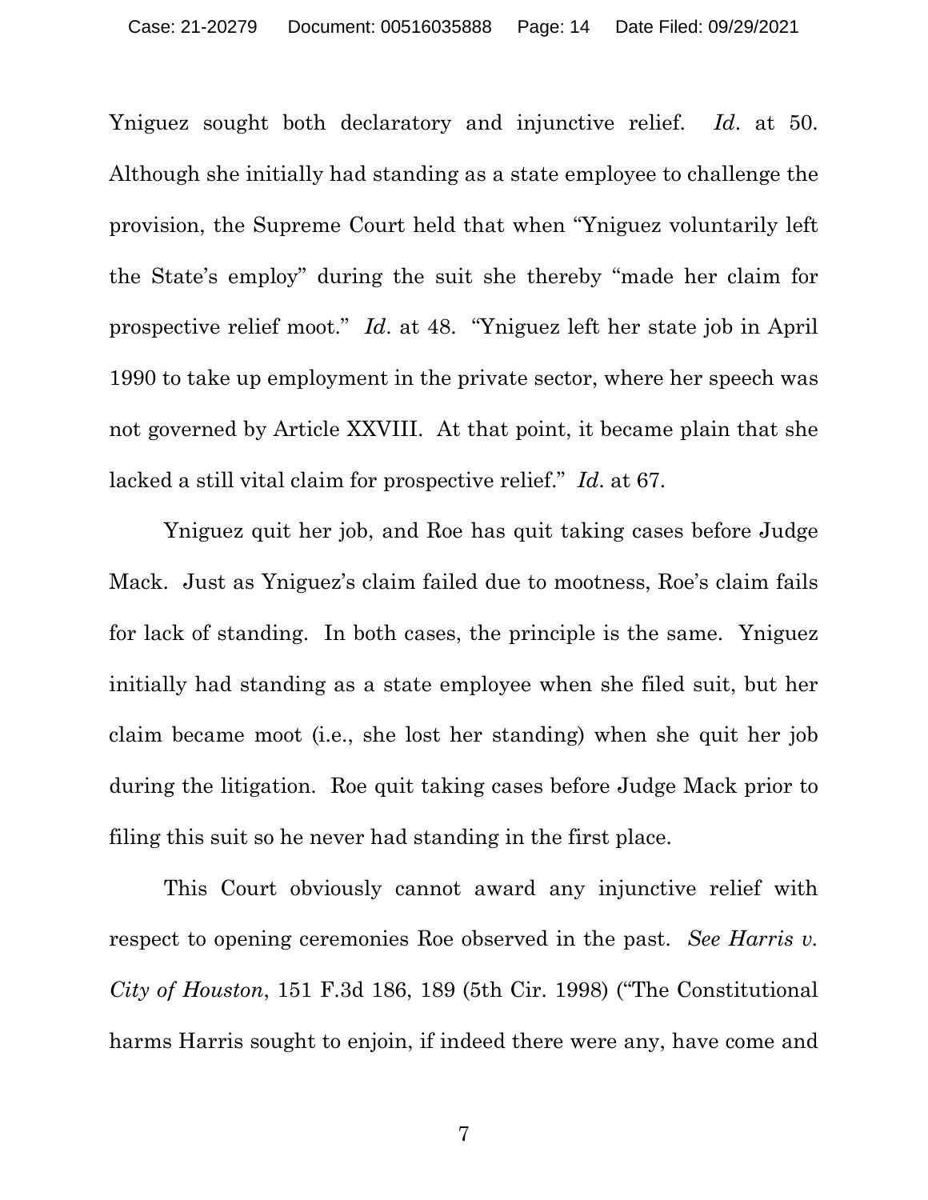Yniguez sought both declaratory and injunctive relief. *Id*. at 50. Although she initially had standing as a state employee to challenge the provision, the Supreme Court held that when "Yniguez voluntarily left the State's employ" during the suit she thereby "made her claim for prospective relief moot." *Id*. at 48. "Yniguez left her state job in April 1990 to take up employment in the private sector, where her speech was not governed by Article XXVIII. At that point, it became plain that she lacked a still vital claim for prospective relief." *Id*. at 67.

Yniguez quit her job, and Roe has quit taking cases before Judge Mack. Just as Yniguez's claim failed due to mootness, Roe's claim fails for lack of standing. In both cases, the principle is the same. Yniguez initially had standing as a state employee when she filed suit, but her claim became moot (i.e., she lost her standing) when she quit her job during the litigation. Roe quit taking cases before Judge Mack prior to filing this suit so he never had standing in the first place.

This Court obviously cannot award any injunctive relief with respect to opening ceremonies Roe observed in the past. *See Harris v. City of Houston*, 151 F.3d 186, 189 (5th Cir. 1998) ("The Constitutional harms Harris sought to enjoin, if indeed there were any, have come and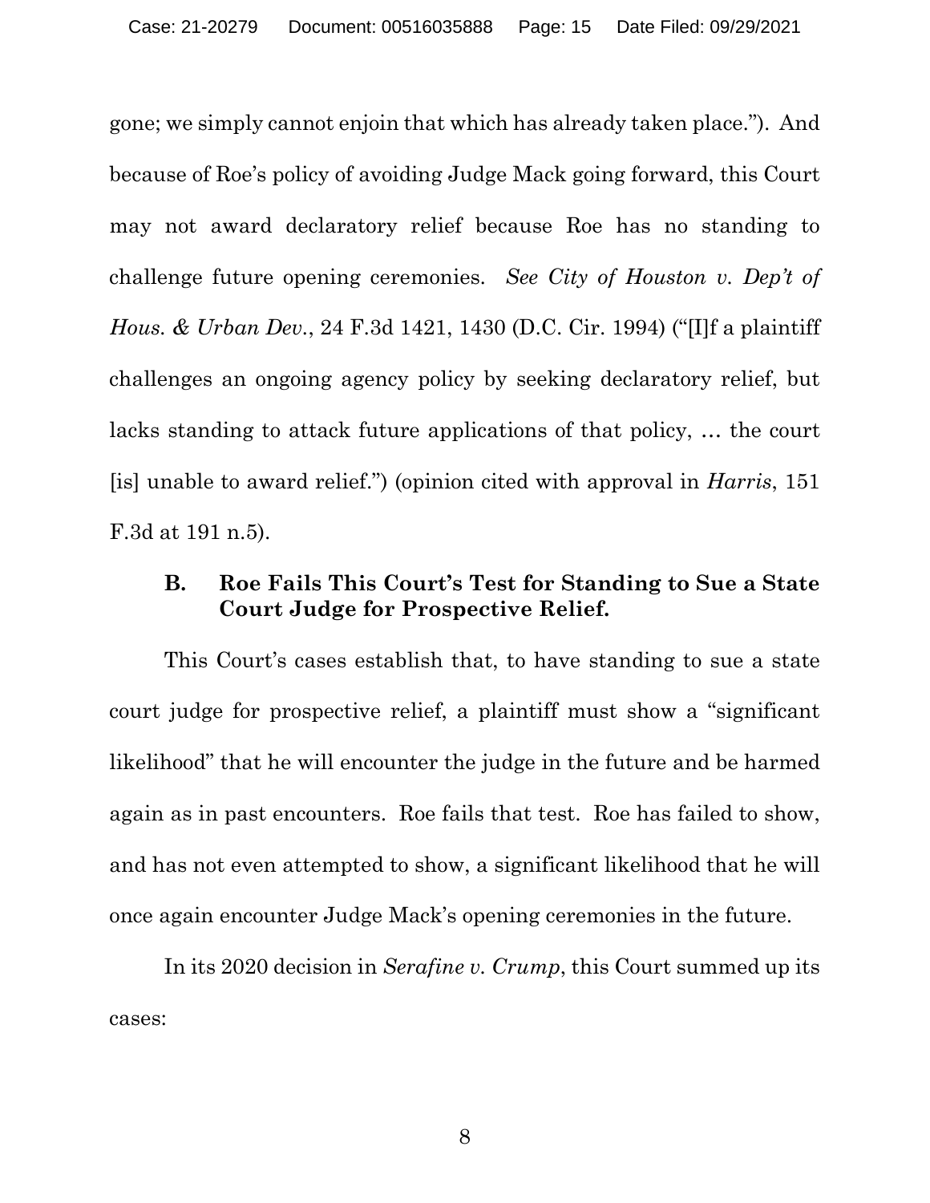gone; we simply cannot enjoin that which has already taken place."). And because of Roe's policy of avoiding Judge Mack going forward, this Court may not award declaratory relief because Roe has no standing to challenge future opening ceremonies. *See City of Houston v. Dep't of Hous. & Urban Dev.*, 24 F.3d 1421, 1430 (D.C. Cir. 1994) ("[I]f a plaintiff challenges an ongoing agency policy by seeking declaratory relief, but lacks standing to attack future applications of that policy, … the court [is] unable to award relief.") (opinion cited with approval in *Harris*, 151 F.3d at 191 n.5).

### B. Roe Fails This Court's Test for Standing to Sue a State Court Judge for Prospective Relief.

This Court's cases establish that, to have standing to sue a state court judge for prospective relief, a plaintiff must show a "significant likelihood" that he will encounter the judge in the future and be harmed again as in past encounters. Roe fails that test. Roe has failed to show, and has not even attempted to show, a significant likelihood that he will once again encounter Judge Mack's opening ceremonies in the future.

In its 2020 decision in *Serafine v. Crump*, this Court summed up its cases: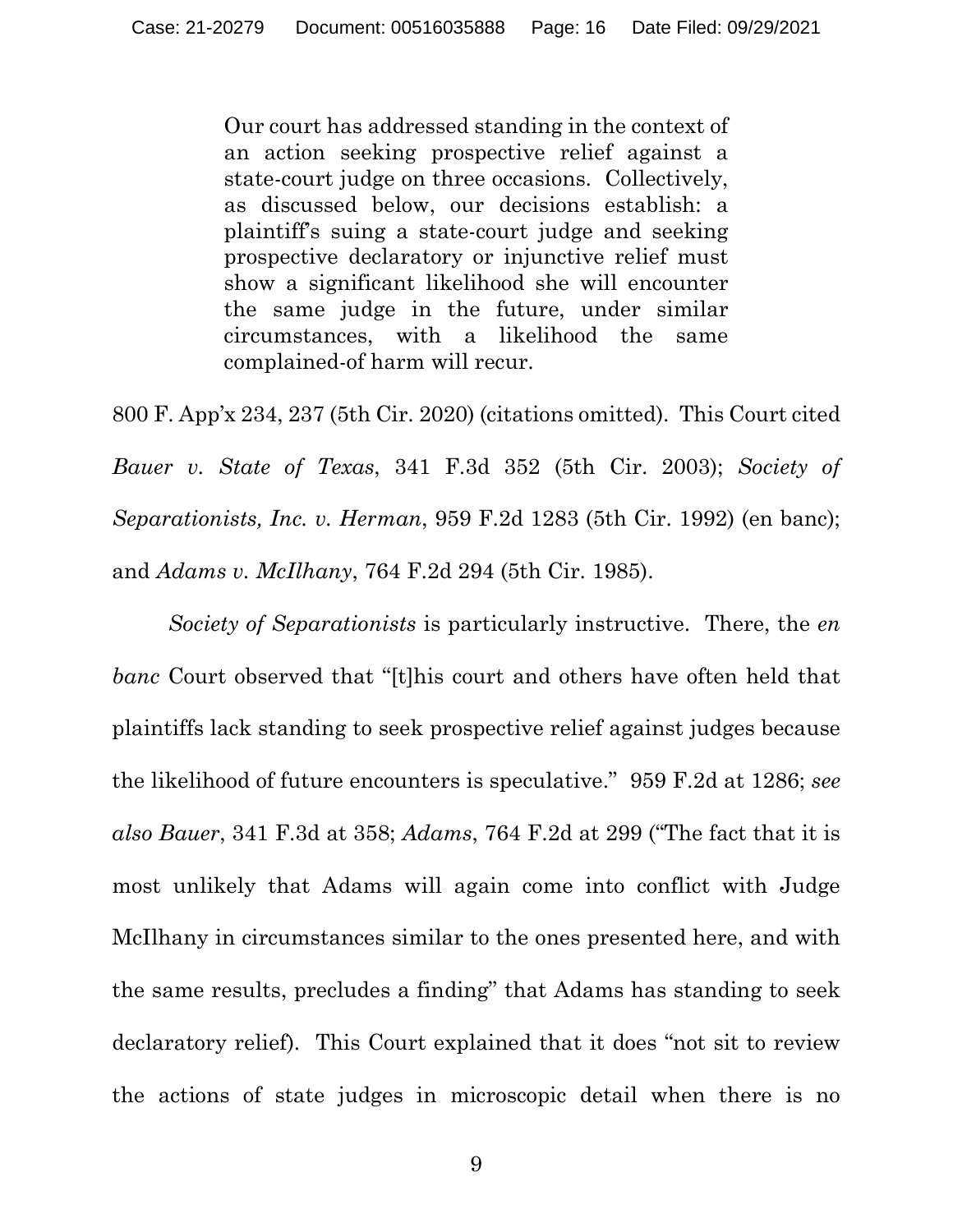> Our court has addressed standing in the context of an action seeking prospective relief against a state-court judge on three occasions. Collectively, as discussed below, our decisions establish: a plaintiff's suing a state-court judge and seeking prospective declaratory or injunctive relief must show a significant likelihood she will encounter the same judge in the future, under similar circumstances, with a likelihood the same complained-of harm will recur.

800 F. App'x 234, 237 (5th Cir. 2020) (citations omitted). This Court cited *Bauer v. State of Texas*, 341 F.3d 352 (5th Cir. 2003); *Society of Separationists, Inc. v. Herman*, 959 F.2d 1283 (5th Cir. 1992) (en banc); and *Adams v. McIlhany*, 764 F.2d 294 (5th Cir. 1985).

*Society of Separationists* is particularly instructive. There, the *en banc* Court observed that "[t]his court and others have often held that plaintiffs lack standing to seek prospective relief against judges because the likelihood of future encounters is speculative." 959 F.2d at 1286; *see also Bauer*, 341 F.3d at 358; *Adams*, 764 F.2d at 299 ("The fact that it is most unlikely that Adams will again come into conflict with Judge McIlhany in circumstances similar to the ones presented here, and with the same results, precludes a finding" that Adams has standing to seek declaratory relief). This Court explained that it does "not sit to review the actions of state judges in microscopic detail when there is no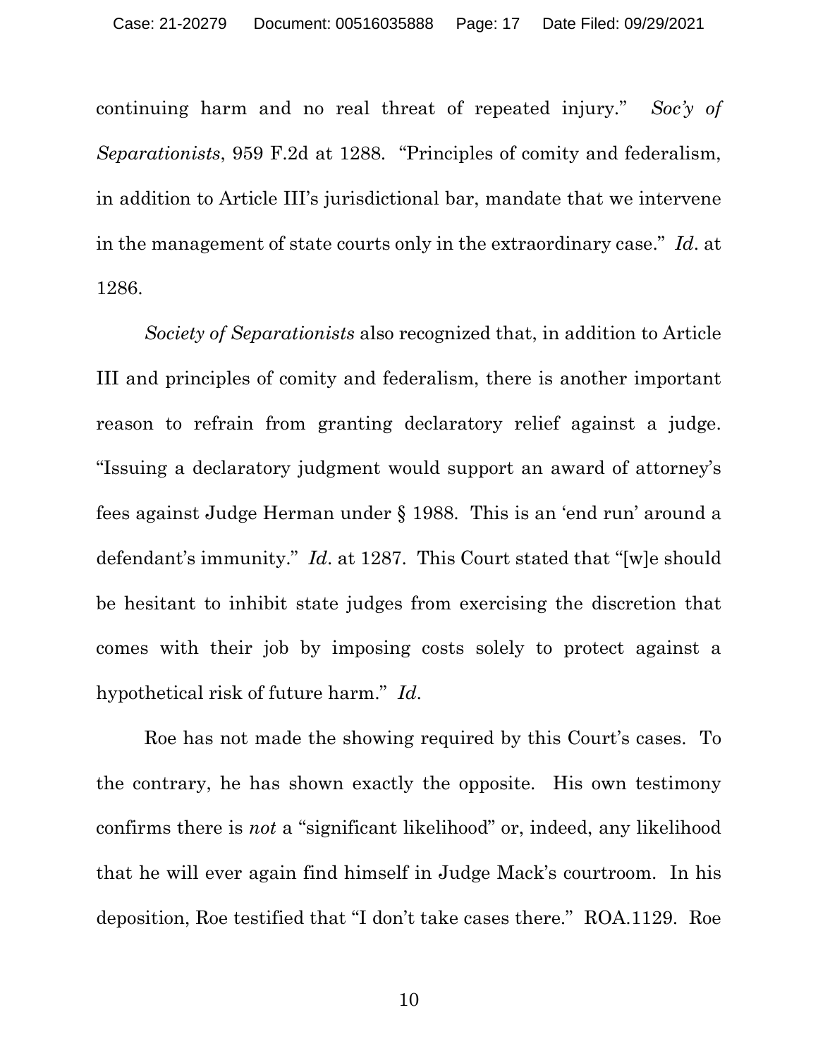continuing harm and no real threat of repeated injury." *Soc'y of Separationists*, 959 F.2d at 1288. "Principles of comity and federalism, in addition to Article III's jurisdictional bar, mandate that we intervene in the management of state courts only in the extraordinary case." *Id*. at 1286.

*Society of Separationists* also recognized that, in addition to Article III and principles of comity and federalism, there is another important reason to refrain from granting declaratory relief against a judge. "Issuing a declaratory judgment would support an award of attorney's fees against Judge Herman under § 1988. This is an 'end run' around a defendant's immunity." *Id*. at 1287. This Court stated that "[w]e should be hesitant to inhibit state judges from exercising the discretion that comes with their job by imposing costs solely to protect against a hypothetical risk of future harm." *Id*.

Roe has not made the showing required by this Court's cases. To the contrary, he has shown exactly the opposite. His own testimony confirms there is *not* a "significant likelihood" or, indeed, any likelihood that he will ever again find himself in Judge Mack's courtroom. In his deposition, Roe testified that "I don't take cases there." ROA.1129. Roe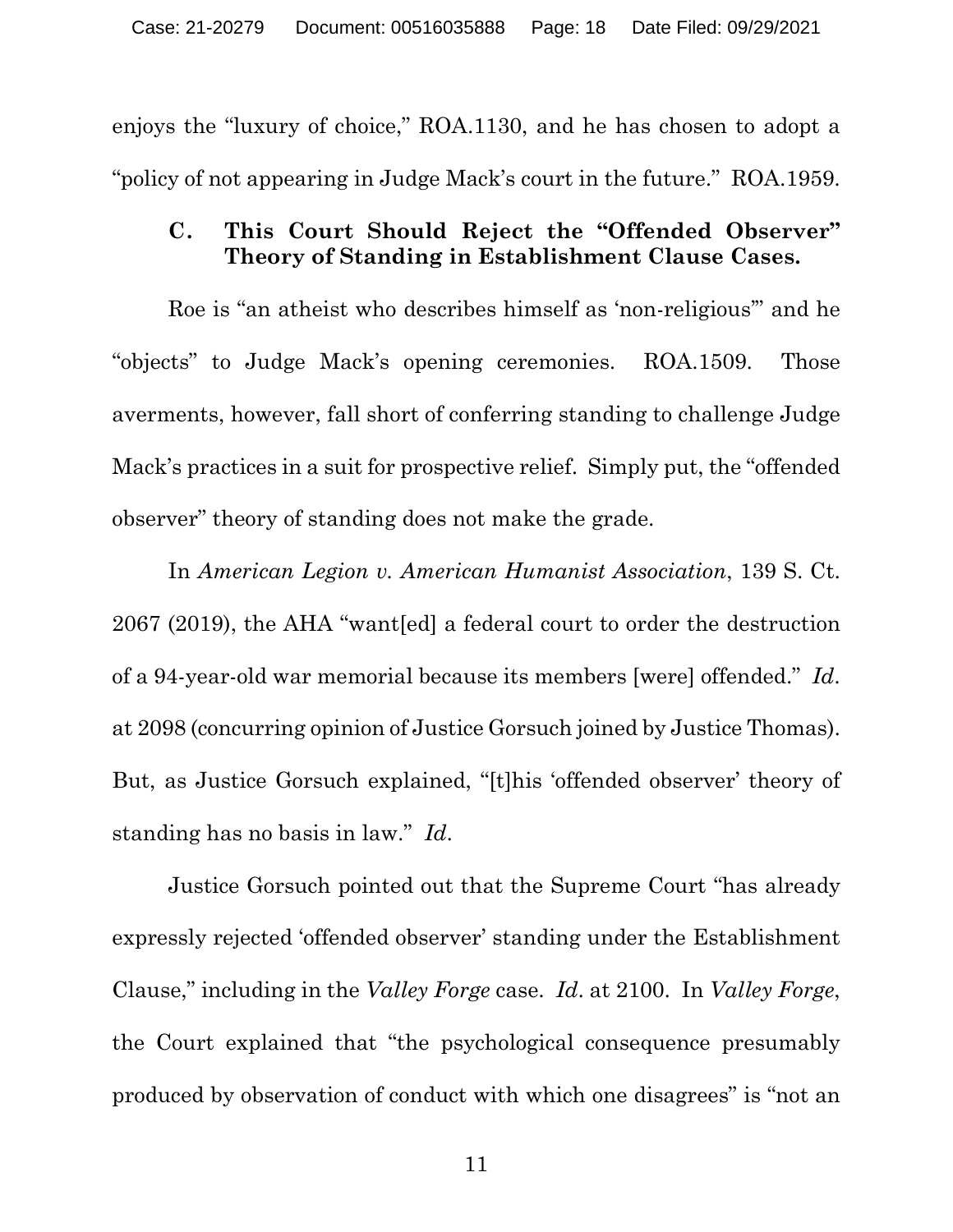enjoys the "luxury of choice," ROA.1130, and he has chosen to adopt a "policy of not appearing in Judge Mack's court in the future." ROA.1959.

### C. This Court Should Reject the "Offended Observer" Theory of Standing in Establishment Clause Cases.

Roe is "an atheist who describes himself as 'non-religious'" and he "objects" to Judge Mack's opening ceremonies. ROA.1509. Those averments, however, fall short of conferring standing to challenge Judge Mack's practices in a suit for prospective relief. Simply put, the "offended observer" theory of standing does not make the grade.

In *American Legion v. American Humanist Association*, 139 S. Ct. 2067 (2019), the AHA "want[ed] a federal court to order the destruction of a 94-year-old war memorial because its members [were] offended." *Id*. at 2098 (concurring opinion of Justice Gorsuch joined by Justice Thomas). But, as Justice Gorsuch explained, "[t]his 'offended observer' theory of standing has no basis in law." *Id*.

Justice Gorsuch pointed out that the Supreme Court "has already expressly rejected 'offended observer' standing under the Establishment Clause," including in the *Valley Forge* case. *Id*. at 2100. In *Valley Forge*, the Court explained that "the psychological consequence presumably produced by observation of conduct with which one disagrees" is "not an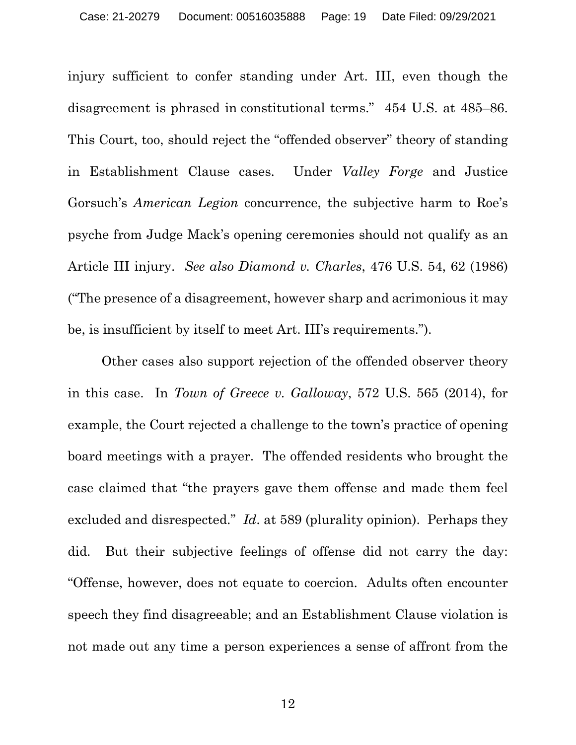injury sufficient to confer standing under Art. III, even though the disagreement is phrased in constitutional terms." 454 U.S. at 485–86. This Court, too, should reject the "offended observer" theory of standing in Establishment Clause cases. Under *Valley Forge* and Justice Gorsuch's *American Legion* concurrence, the subjective harm to Roe's psyche from Judge Mack's opening ceremonies should not qualify as an Article III injury. *See also Diamond v. Charles*, 476 U.S. 54, 62 (1986) ("The presence of a disagreement, however sharp and acrimonious it may be, is insufficient by itself to meet Art. III's requirements.").

Other cases also support rejection of the offended observer theory in this case. In *Town of Greece v. Galloway*, 572 U.S. 565 (2014), for example, the Court rejected a challenge to the town's practice of opening board meetings with a prayer. The offended residents who brought the case claimed that "the prayers gave them offense and made them feel excluded and disrespected." *Id*. at 589 (plurality opinion). Perhaps they did. But their subjective feelings of offense did not carry the day: "Offense, however, does not equate to coercion. Adults often encounter speech they find disagreeable; and an Establishment Clause violation is not made out any time a person experiences a sense of affront from the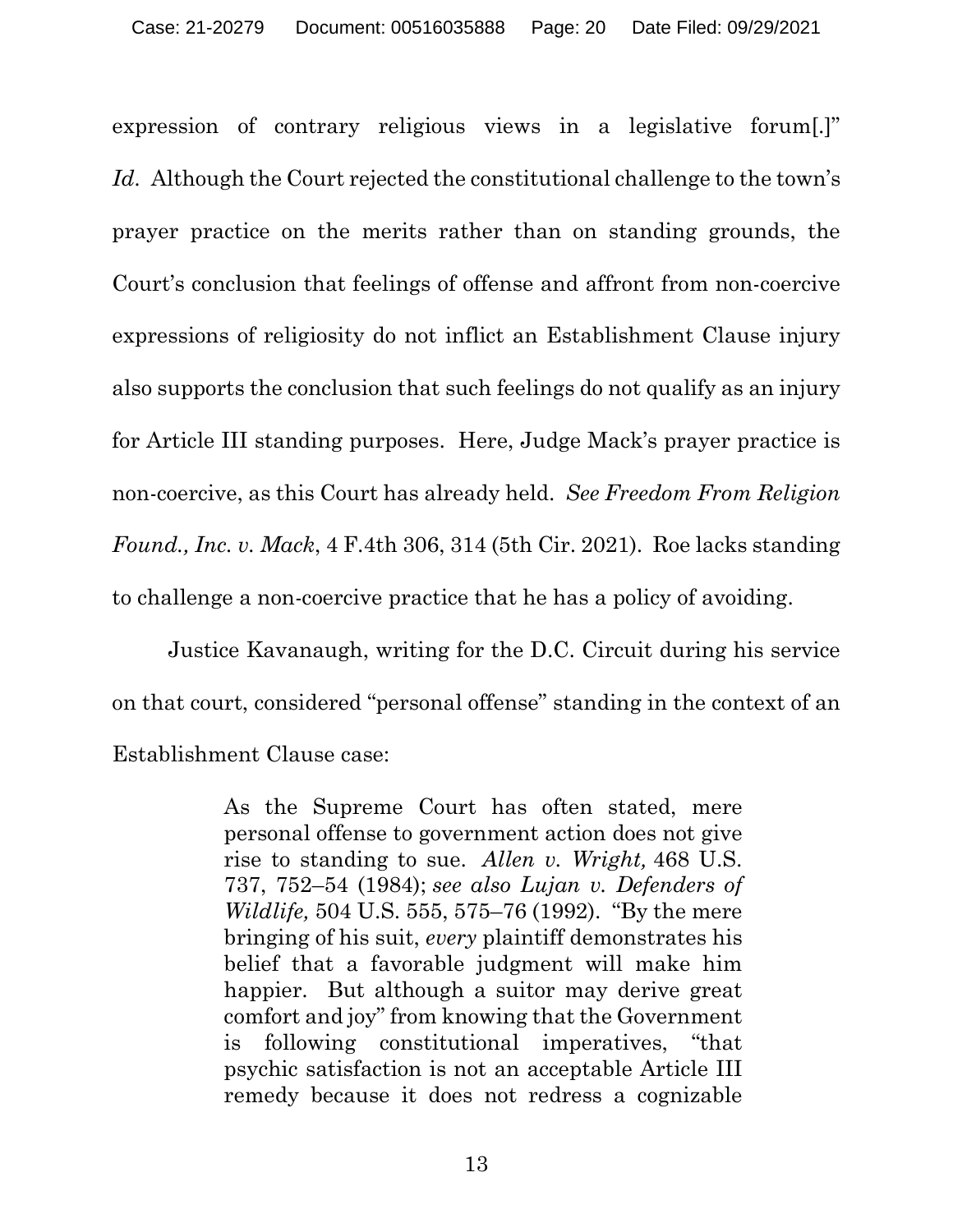expression of contrary religious views in a legislative forum[.]" *Id*. Although the Court rejected the constitutional challenge to the town's prayer practice on the merits rather than on standing grounds, the Court's conclusion that feelings of offense and affront from non-coercive expressions of religiosity do not inflict an Establishment Clause injury also supports the conclusion that such feelings do not qualify as an injury for Article III standing purposes. Here, Judge Mack's prayer practice is non-coercive, as this Court has already held. *See Freedom From Religion Found., Inc. v. Mack*, 4 F.4th 306, 314 (5th Cir. 2021). Roe lacks standing to challenge a non-coercive practice that he has a policy of avoiding.

Justice Kavanaugh, writing for the D.C. Circuit during his service on that court, considered "personal offense" standing in the context of an Establishment Clause case:

> As the Supreme Court has often stated, mere personal offense to government action does not give rise to standing to sue. *Allen v. Wright,* 468 U.S. 737, 752–54 (1984); *see also Lujan v. Defenders of Wildlife,* 504 U.S. 555, 575–76 (1992). "By the mere bringing of his suit, *every* plaintiff demonstrates his belief that a favorable judgment will make him happier. But although a suitor may derive great comfort and joy" from knowing that the Government is following constitutional imperatives, "that psychic satisfaction is not an acceptable Article III remedy because it does not redress a cognizable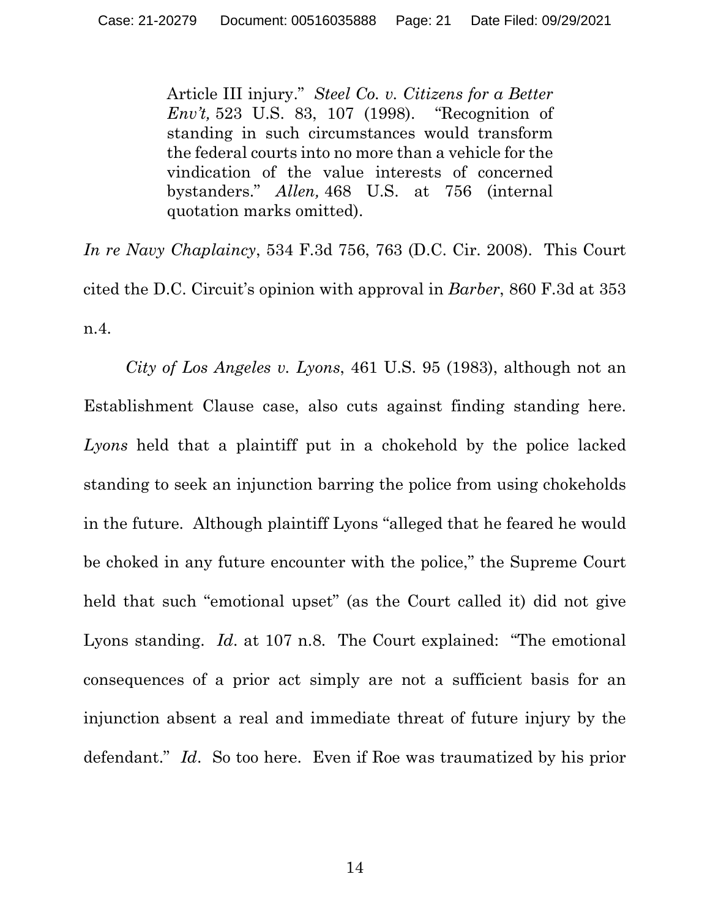> Article III injury." *Steel Co. v. Citizens for a Better Env't,* 523 U.S. 83, 107 (1998). "Recognition of standing in such circumstances would transform the federal courts into no more than a vehicle for the vindication of the value interests of concerned bystanders." *Allen,* 468 U.S. at 756 (internal quotation marks omitted).

*In re Navy Chaplaincy*, 534 F.3d 756, 763 (D.C. Cir. 2008). This Court cited the D.C. Circuit's opinion with approval in *Barber*, 860 F.3d at 353 n.4.

*City of Los Angeles v. Lyons*, 461 U.S. 95 (1983), although not an Establishment Clause case, also cuts against finding standing here. *Lyons* held that a plaintiff put in a chokehold by the police lacked standing to seek an injunction barring the police from using chokeholds in the future. Although plaintiff Lyons "alleged that he feared he would be choked in any future encounter with the police," the Supreme Court held that such "emotional upset" (as the Court called it) did not give Lyons standing. *Id*. at 107 n.8. The Court explained: "The emotional consequences of a prior act simply are not a sufficient basis for an injunction absent a real and immediate threat of future injury by the defendant." *Id*. So too here. Even if Roe was traumatized by his prior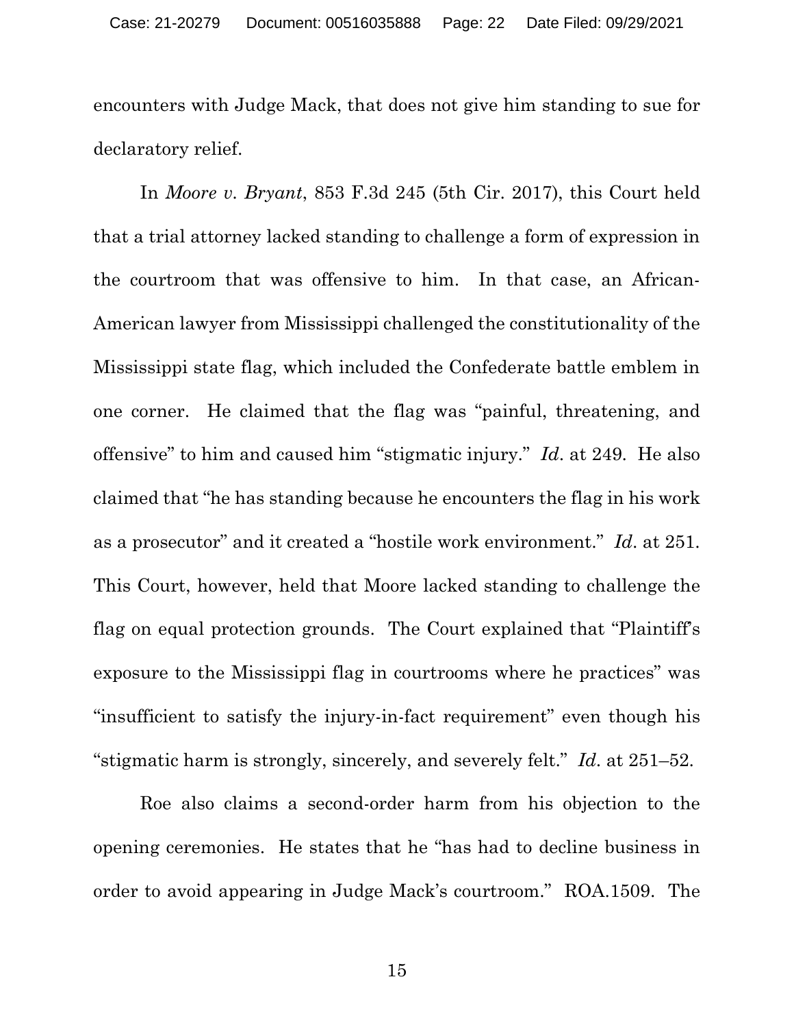encounters with Judge Mack, that does not give him standing to sue for declaratory relief.

In *Moore v. Bryant*, 853 F.3d 245 (5th Cir. 2017), this Court held that a trial attorney lacked standing to challenge a form of expression in the courtroom that was offensive to him. In that case, an African-American lawyer from Mississippi challenged the constitutionality of the Mississippi state flag, which included the Confederate battle emblem in one corner. He claimed that the flag was "painful, threatening, and offensive" to him and caused him "stigmatic injury." *Id*. at 249. He also claimed that "he has standing because he encounters the flag in his work as a prosecutor" and it created a "hostile work environment." *Id*. at 251. This Court, however, held that Moore lacked standing to challenge the flag on equal protection grounds. The Court explained that "Plaintiff's exposure to the Mississippi flag in courtrooms where he practices" was "insufficient to satisfy the injury-in-fact requirement" even though his "stigmatic harm is strongly, sincerely, and severely felt." *Id*. at 251–52.

Roe also claims a second-order harm from his objection to the opening ceremonies. He states that he "has had to decline business in order to avoid appearing in Judge Mack's courtroom." ROA.1509. The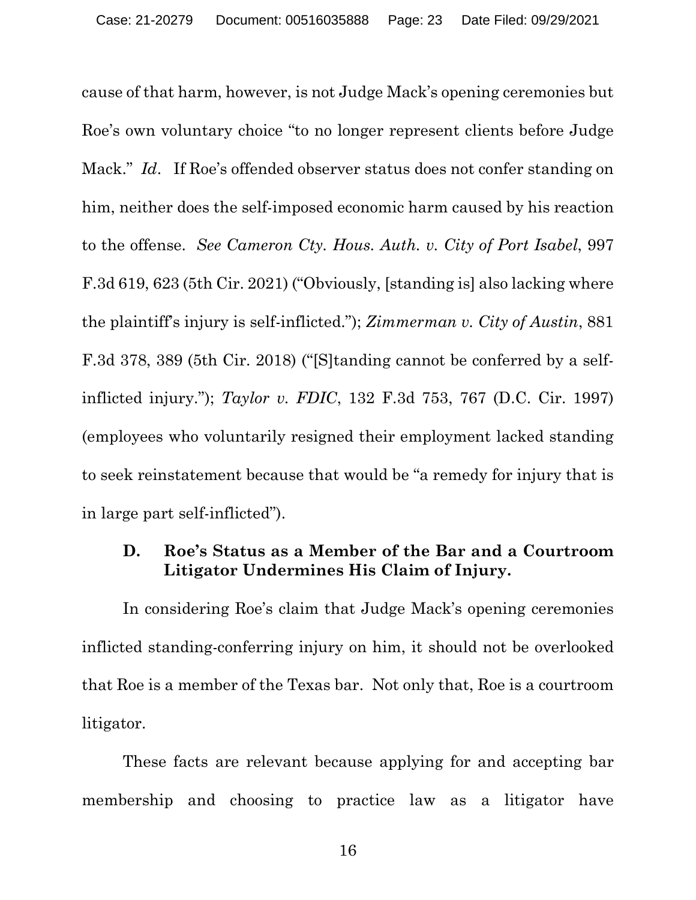cause of that harm, however, is not Judge Mack's opening ceremonies but Roe's own voluntary choice "to no longer represent clients before Judge Mack." *Id*. If Roe's offended observer status does not confer standing on him, neither does the self-imposed economic harm caused by his reaction to the offense. *See Cameron Cty. Hous. Auth. v. City of Port Isabel*, 997 F.3d 619, 623 (5th Cir. 2021) ("Obviously, [standing is] also lacking where the plaintiff's injury is self-inflicted."); *Zimmerman v. City of Austin*, 881 F.3d 378, 389 (5th Cir. 2018) ("[S]tanding cannot be conferred by a self-inflicted injury."); *Taylor v. FDIC*, 132 F.3d 753, 767 (D.C. Cir. 1997) (employees who voluntarily resigned their employment lacked standing to seek reinstatement because that would be "a remedy for injury that is in large part self-inflicted").

### D. Roe's Status as a Member of the Bar and a Courtroom Litigator Undermines His Claim of Injury.

In considering Roe's claim that Judge Mack's opening ceremonies inflicted standing-conferring injury on him, it should not be overlooked that Roe is a member of the Texas bar. Not only that, Roe is a courtroom litigator.

These facts are relevant because applying for and accepting bar membership and choosing to practice law as a litigator have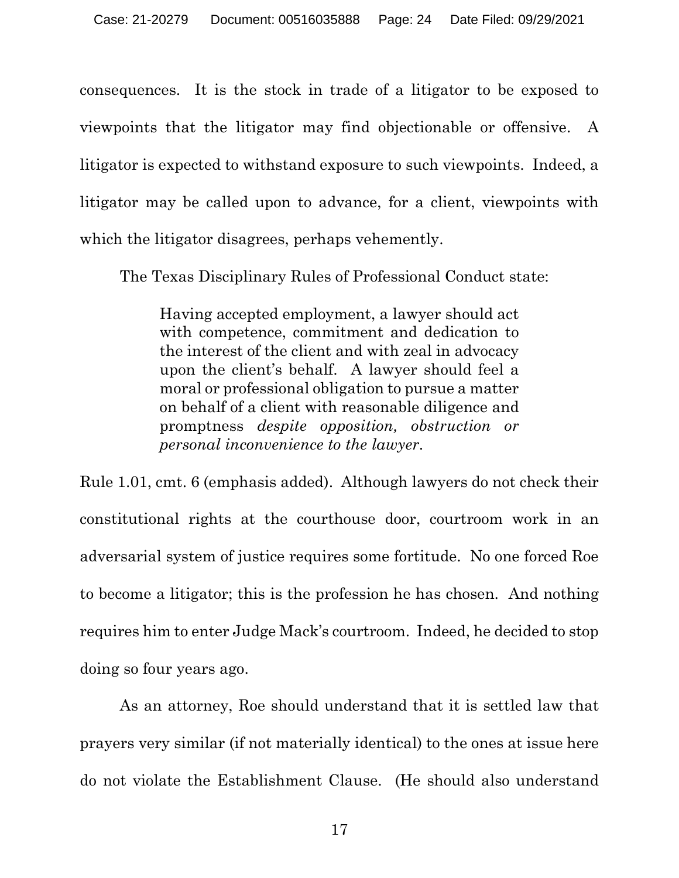consequences. It is the stock in trade of a litigator to be exposed to viewpoints that the litigator may find objectionable or offensive. A litigator is expected to withstand exposure to such viewpoints. Indeed, a litigator may be called upon to advance, for a client, viewpoints with which the litigator disagrees, perhaps vehemently.

The Texas Disciplinary Rules of Professional Conduct state:

> Having accepted employment, a lawyer should act with competence, commitment and dedication to the interest of the client and with zeal in advocacy upon the client's behalf. A lawyer should feel a moral or professional obligation to pursue a matter on behalf of a client with reasonable diligence and promptness *despite opposition, obstruction or personal inconvenience to the lawyer*.

Rule 1.01, cmt. 6 (emphasis added). Although lawyers do not check their constitutional rights at the courthouse door, courtroom work in an adversarial system of justice requires some fortitude. No one forced Roe to become a litigator; this is the profession he has chosen. And nothing requires him to enter Judge Mack's courtroom. Indeed, he decided to stop doing so four years ago.

As an attorney, Roe should understand that it is settled law that prayers very similar (if not materially identical) to the ones at issue here do not violate the Establishment Clause. (He should also understand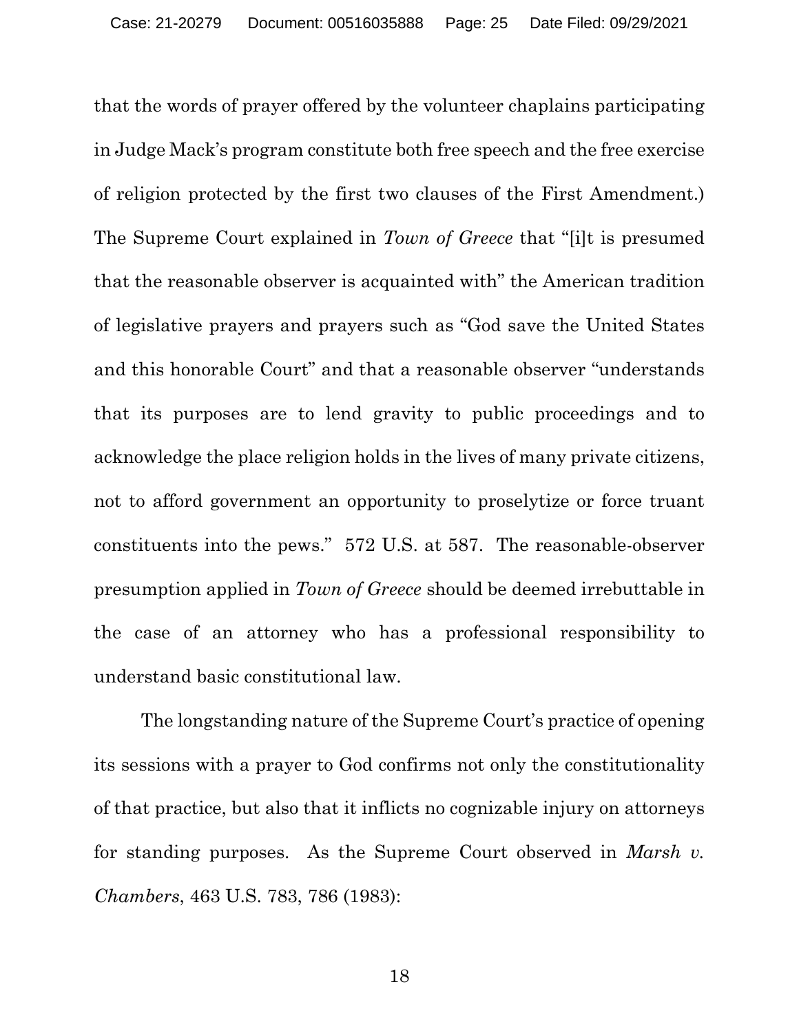that the words of prayer offered by the volunteer chaplains participating in Judge Mack's program constitute both free speech and the free exercise of religion protected by the first two clauses of the First Amendment.) The Supreme Court explained in *Town of Greece* that "[i]t is presumed that the reasonable observer is acquainted with" the American tradition of legislative prayers and prayers such as "God save the United States and this honorable Court" and that a reasonable observer "understands that its purposes are to lend gravity to public proceedings and to acknowledge the place religion holds in the lives of many private citizens, not to afford government an opportunity to proselytize or force truant constituents into the pews." 572 U.S. at 587. The reasonable-observer presumption applied in *Town of Greece* should be deemed irrebuttable in the case of an attorney who has a professional responsibility to understand basic constitutional law.

The longstanding nature of the Supreme Court's practice of opening its sessions with a prayer to God confirms not only the constitutionality of that practice, but also that it inflicts no cognizable injury on attorneys for standing purposes. As the Supreme Court observed in *Marsh v. Chambers*, 463 U.S. 783, 786 (1983):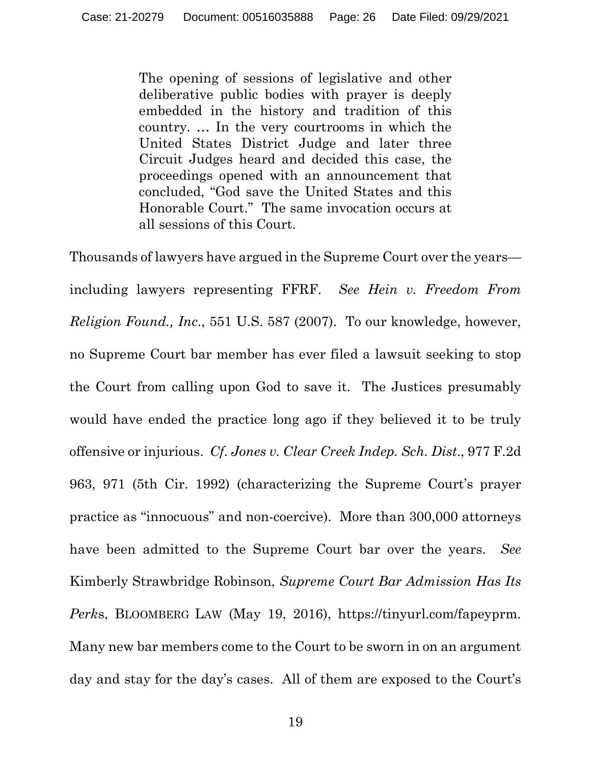> The opening of sessions of legislative and other deliberative public bodies with prayer is deeply embedded in the history and tradition of this country. … In the very courtrooms in which the United States District Judge and later three Circuit Judges heard and decided this case, the proceedings opened with an announcement that concluded, "God save the United States and this Honorable Court." The same invocation occurs at all sessions of this Court.

Thousands of lawyers have argued in the Supreme Court over the years—including lawyers representing FFRF. *See Hein v. Freedom From Religion Found., Inc.*, 551 U.S. 587 (2007). To our knowledge, however, no Supreme Court bar member has ever filed a lawsuit seeking to stop the Court from calling upon God to save it. The Justices presumably would have ended the practice long ago if they believed it to be truly offensive or injurious. *Cf. Jones v. Clear Creek Indep. Sch. Dist.*, 977 F.2d 963, 971 (5th Cir. 1992) (characterizing the Supreme Court's prayer practice as "innocuous" and non-coercive). More than 300,000 attorneys have been admitted to the Supreme Court bar over the years. *See* Kimberly Strawbridge Robinson, *Supreme Court Bar Admission Has Its Perk*s, BLOOMBERG LAW (May 19, 2016), https://tinyurl.com/fapeyprm. Many new bar members come to the Court to be sworn in on an argument day and stay for the day's cases. All of them are exposed to the Court's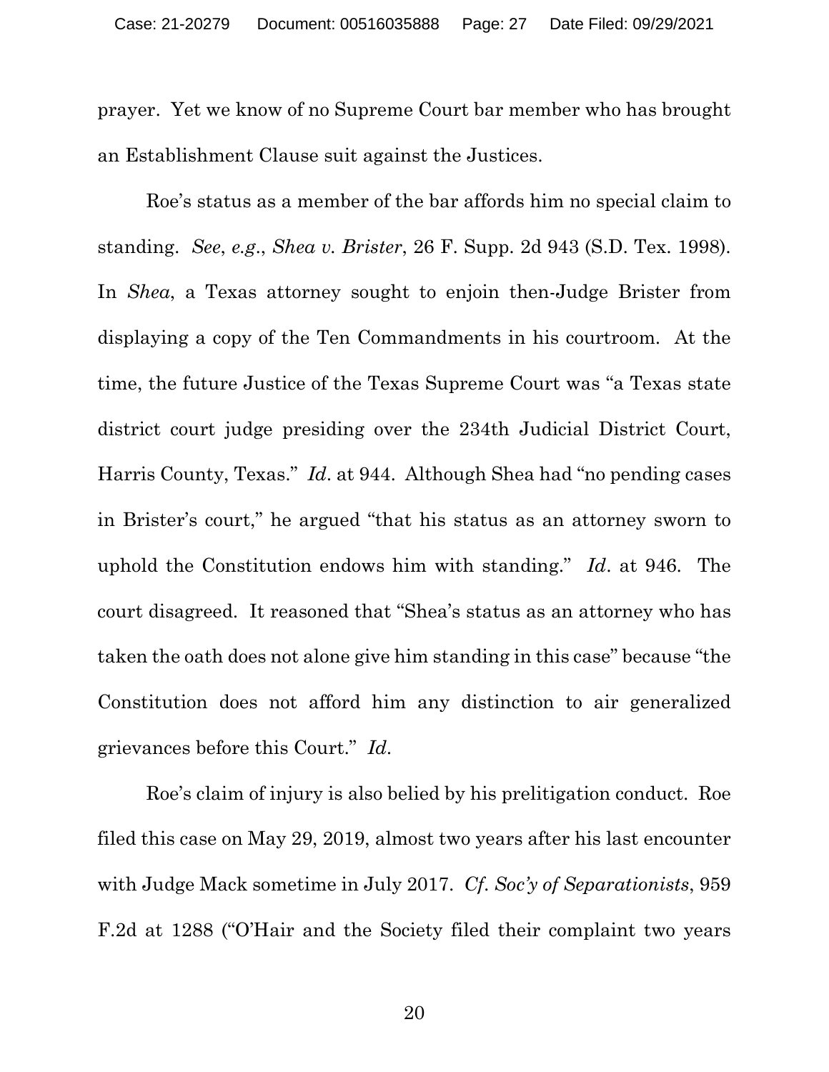prayer. Yet we know of no Supreme Court bar member who has brought an Establishment Clause suit against the Justices.

Roe's status as a member of the bar affords him no special claim to standing. *See*, *e.g*., *Shea v. Brister*, 26 F. Supp. 2d 943 (S.D. Tex. 1998). In *Shea*, a Texas attorney sought to enjoin then-Judge Brister from displaying a copy of the Ten Commandments in his courtroom. At the time, the future Justice of the Texas Supreme Court was "a Texas state district court judge presiding over the 234th Judicial District Court, Harris County, Texas." *Id*. at 944. Although Shea had "no pending cases in Brister's court," he argued "that his status as an attorney sworn to uphold the Constitution endows him with standing." *Id*. at 946. The court disagreed. It reasoned that "Shea's status as an attorney who has taken the oath does not alone give him standing in this case" because "the Constitution does not afford him any distinction to air generalized grievances before this Court." *Id*.

Roe's claim of injury is also belied by his prelitigation conduct. Roe filed this case on May 29, 2019, almost two years after his last encounter with Judge Mack sometime in July 2017. *Cf. Soc'y of Separationists*, 959 F.2d at 1288 ("O'Hair and the Society filed their complaint two years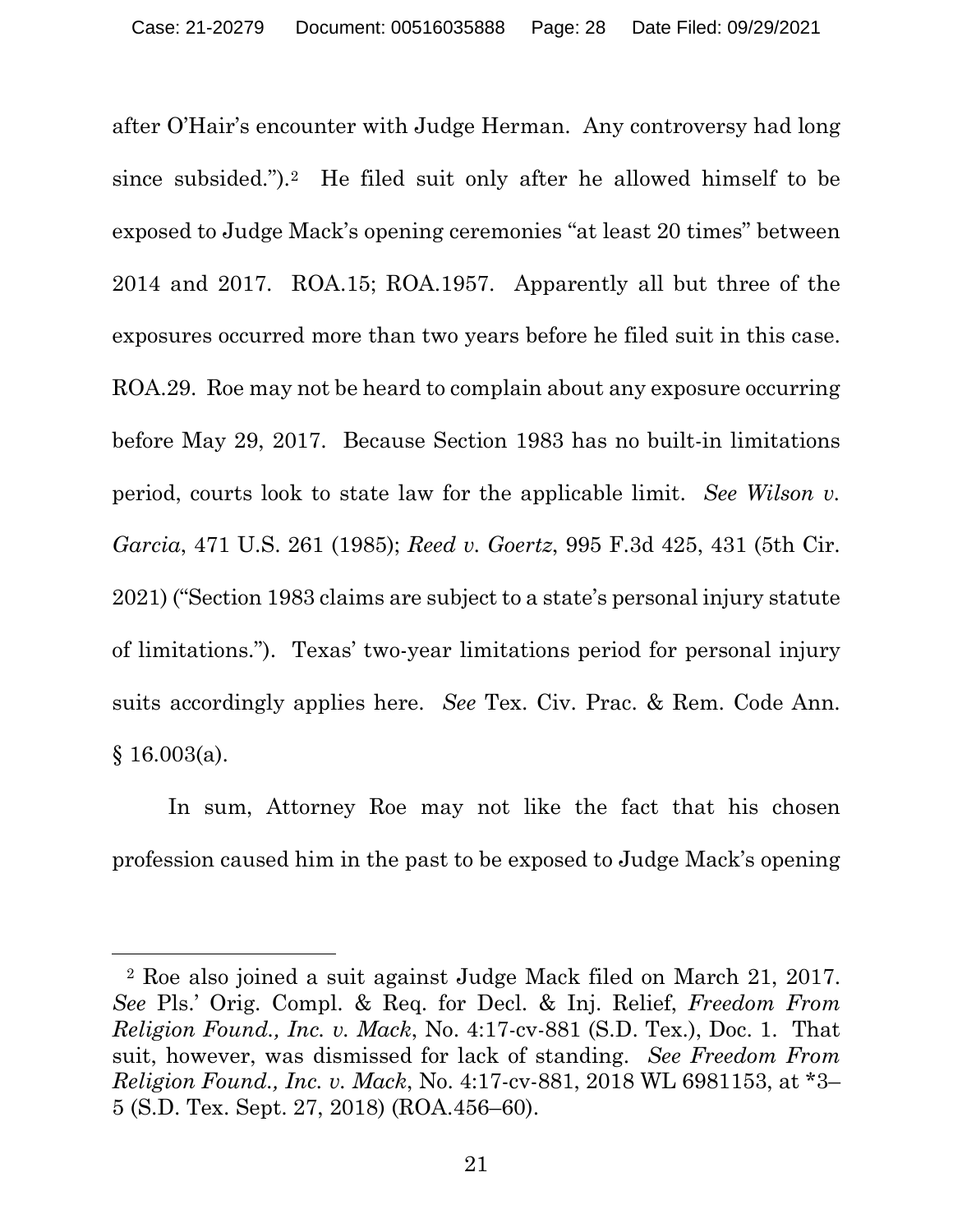after O'Hair's encounter with Judge Herman. Any controversy had long since subsided.").[2] He filed suit only after he allowed himself to be exposed to Judge Mack's opening ceremonies "at least 20 times" between 2014 and 2017. ROA.15; ROA.1957. Apparently all but three of the exposures occurred more than two years before he filed suit in this case. ROA.29. Roe may not be heard to complain about any exposure occurring before May 29, 2017. Because Section 1983 has no built-in limitations period, courts look to state law for the applicable limit. *See Wilson v. Garcia*, 471 U.S. 261 (1985); *Reed v. Goertz*, 995 F.3d 425, 431 (5th Cir. 2021) ("Section 1983 claims are subject to a state's personal injury statute of limitations."). Texas' two-year limitations period for personal injury suits accordingly applies here. *See* Tex. Civ. Prac. & Rem. Code Ann. § 16.003(a).

In sum, Attorney Roe may not like the fact that his chosen profession caused him in the past to be exposed to Judge Mack's opening

---

[2] Roe also joined a suit against Judge Mack filed on March 21, 2017. *See* Pls.' Orig. Compl. & Req. for Decl. & Inj. Relief, *Freedom From Religion Found., Inc. v. Mack*, No. 4:17-cv-881 (S.D. Tex.), Doc. 1. That suit, however, was dismissed for lack of standing. *See Freedom From Religion Found., Inc. v. Mack*, No. 4:17-cv-881, 2018 WL 6981153, at *3–5 (S.D. Tex. Sept. 27, 2018) (ROA.456–60).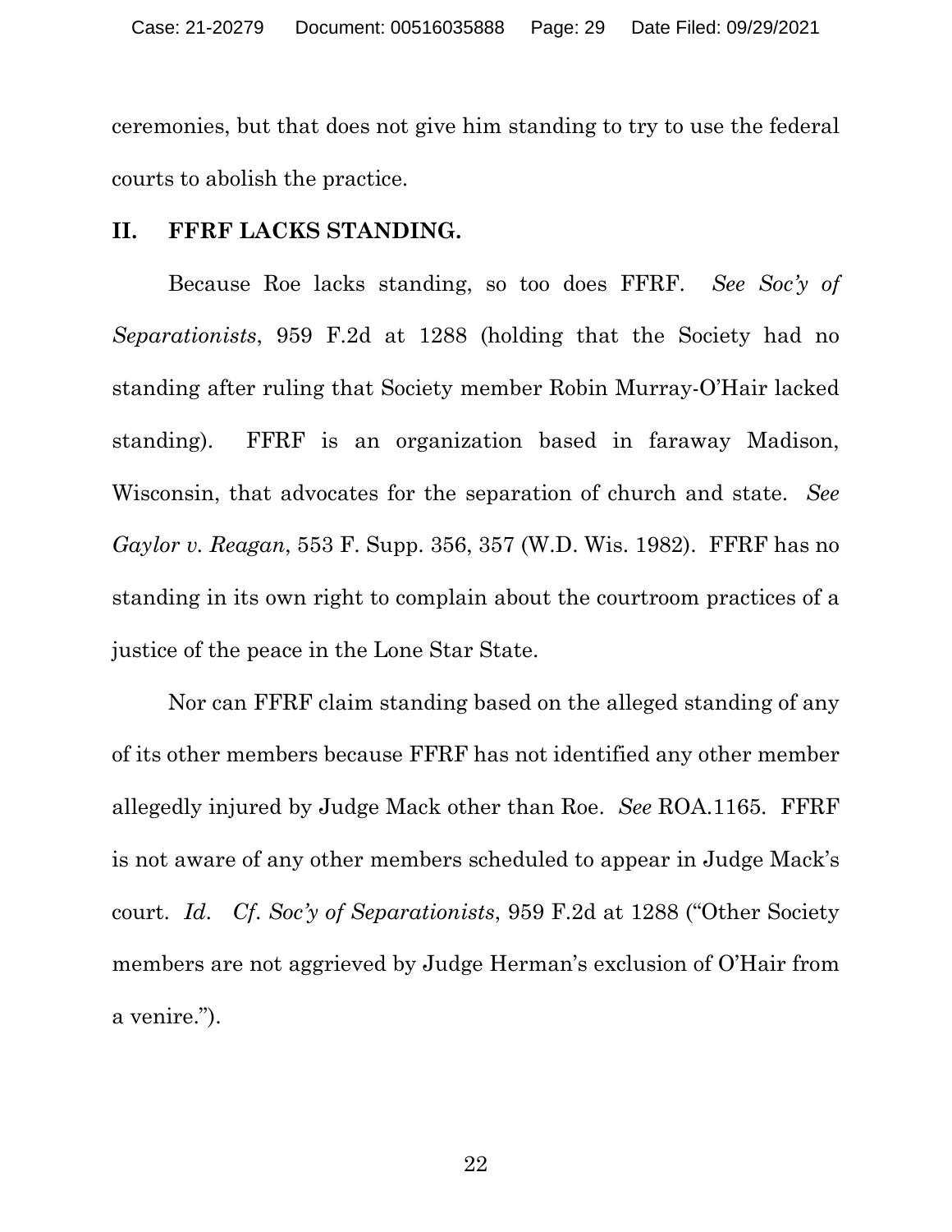ceremonies, but that does not give him standing to try to use the federal courts to abolish the practice.

## II. FFRF LACKS STANDING.

Because Roe lacks standing, so too does FFRF. *See Soc'y of Separationists*, 959 F.2d at 1288 (holding that the Society had no standing after ruling that Society member Robin Murray-O'Hair lacked standing). FFRF is an organization based in faraway Madison, Wisconsin, that advocates for the separation of church and state. *See Gaylor v. Reagan*, 553 F. Supp. 356, 357 (W.D. Wis. 1982). FFRF has no standing in its own right to complain about the courtroom practices of a justice of the peace in the Lone Star State.

Nor can FFRF claim standing based on the alleged standing of any of its other members because FFRF has not identified any other member allegedly injured by Judge Mack other than Roe. *See* ROA.1165. FFRF is not aware of any other members scheduled to appear in Judge Mack's court. *Id.* *Cf. Soc'y of Separationists*, 959 F.2d at 1288 ("Other Society members are not aggrieved by Judge Herman's exclusion of O'Hair from a venire.").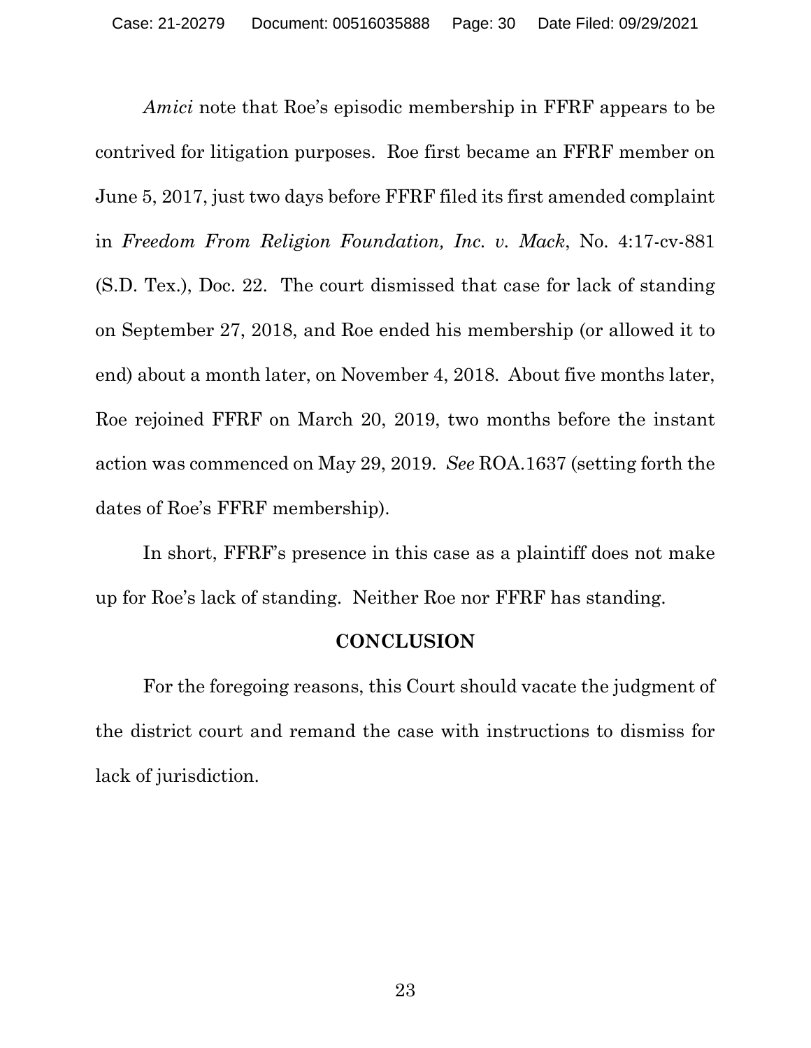*Amici* note that Roe's episodic membership in FFRF appears to be contrived for litigation purposes. Roe first became an FFRF member on June 5, 2017, just two days before FFRF filed its first amended complaint in *Freedom From Religion Foundation, Inc. v. Mack*, No. 4:17-cv-881 (S.D. Tex.), Doc. 22. The court dismissed that case for lack of standing on September 27, 2018, and Roe ended his membership (or allowed it to end) about a month later, on November 4, 2018. About five months later, Roe rejoined FFRF on March 20, 2019, two months before the instant action was commenced on May 29, 2019. *See* ROA.1637 (setting forth the dates of Roe's FFRF membership).

In short, FFRF's presence in this case as a plaintiff does not make up for Roe's lack of standing. Neither Roe nor FFRF has standing.

## CONCLUSION

For the foregoing reasons, this Court should vacate the judgment of the district court and remand the case with instructions to dismiss for lack of jurisdiction.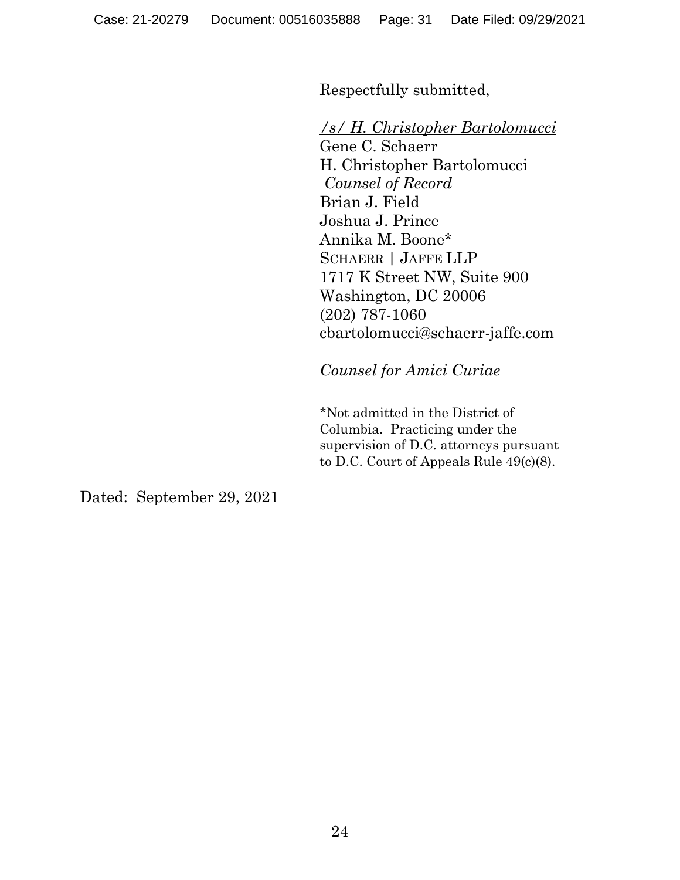Respectfully submitted,

*/s/ H. Christopher Bartolomucci*
Gene C. Schaerr
H. Christopher Bartolomucci
*Counsel of Record*
Brian J. Field
Joshua J. Prince
Annika M. Boone*
SCHAERR | JAFFE LLP
1717 K Street NW, Suite 900
Washington, DC 20006
(202) 787-1060
cbartolomucci@schaerr-jaffe.com

*Counsel for Amici Curiae*

*Not admitted in the District of Columbia. Practicing under the supervision of D.C. attorneys pursuant to D.C. Court of Appeals Rule 49(c)(8).

Dated: September 29, 2021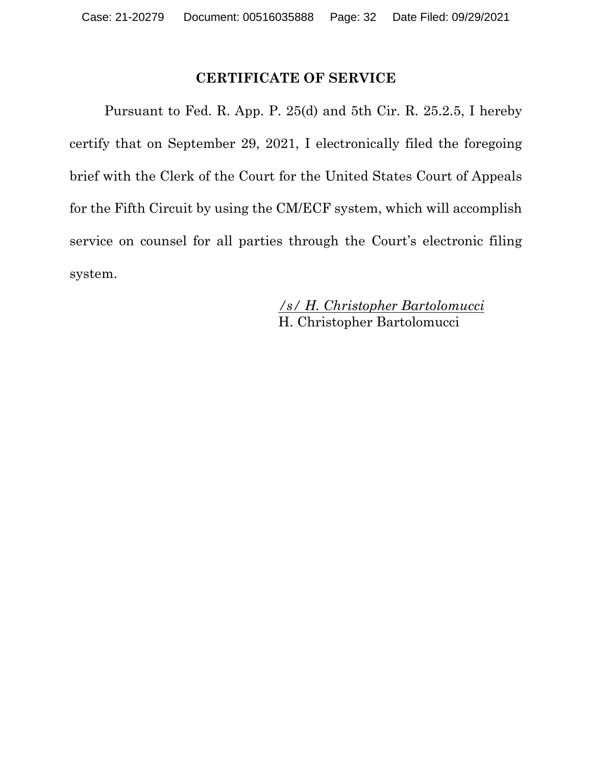## CERTIFICATE OF SERVICE

Pursuant to Fed. R. App. P. 25(d) and 5th Cir. R. 25.2.5, I hereby certify that on September 29, 2021, I electronically filed the foregoing brief with the Clerk of the Court for the United States Court of Appeals for the Fifth Circuit by using the CM/ECF system, which will accomplish service on counsel for all parties through the Court's electronic filing system.

*/s/ H. Christopher Bartolomucci*
H. Christopher Bartolomucci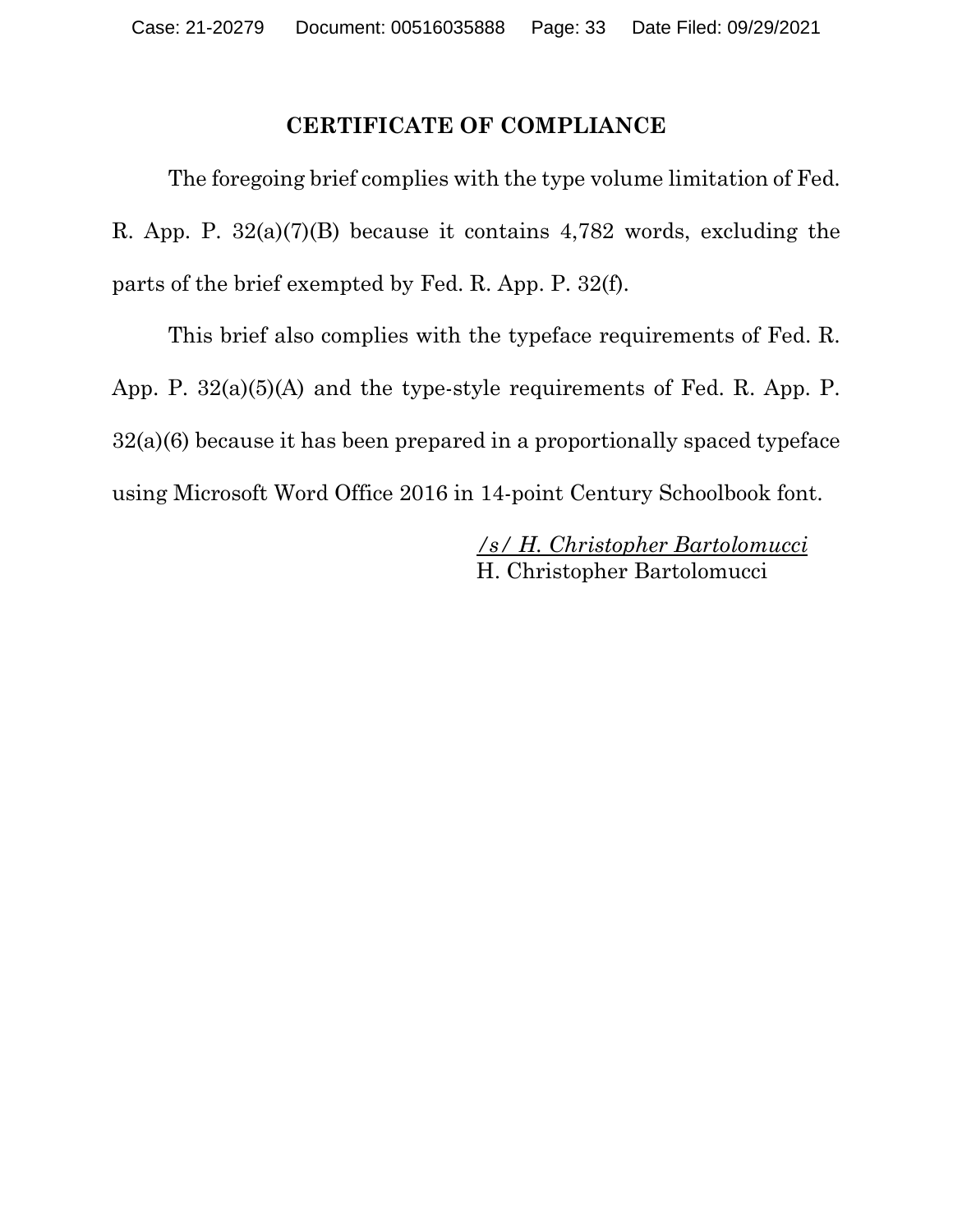## CERTIFICATE OF COMPLIANCE

The foregoing brief complies with the type volume limitation of Fed. R. App. P. 32(a)(7)(B) because it contains 4,782 words, excluding the parts of the brief exempted by Fed. R. App. P. 32(f).

This brief also complies with the typeface requirements of Fed. R. App. P. 32(a)(5)(A) and the type-style requirements of Fed. R. App. P. 32(a)(6) because it has been prepared in a proportionally spaced typeface using Microsoft Word Office 2016 in 14-point Century Schoolbook font.

*/s/ H. Christopher Bartolomucci*
H. Christopher Bartolomucci